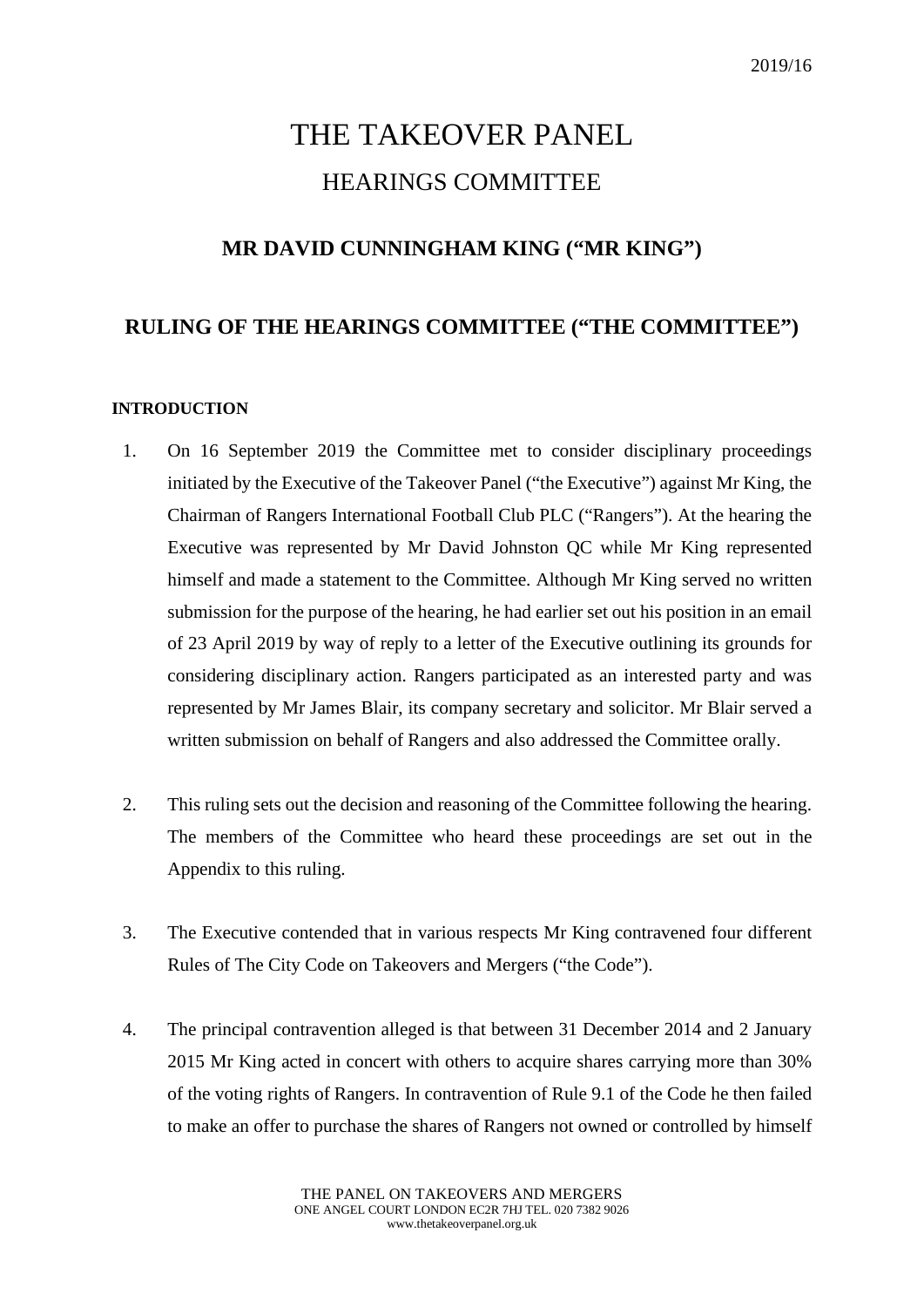2019/16

# THE TAKEOVER PANEL

## HEARINGS COMMITTEE

### MR DAVID CUNNINGHAM KING ("MR KING")

### RULING OF THE HEARINGS COMMITTEE ("THE COMMITTEE")

**INTRODUCTION**

1. On 16 September 2019 the Committee met to consider disciplinary proceedings initiated by the Executive of the Takeover Panel ("the Executive") against Mr King, the Chairman of Rangers International Football Club PLC ("Rangers"). At the hearing the Executive was represented by Mr David Johnston QC while Mr King represented himself and made a statement to the Committee. Although Mr King served no written submission for the purpose of the hearing, he had earlier set out his position in an email of 23 April 2019 by way of reply to a letter of the Executive outlining its grounds for considering disciplinary action. Rangers participated as an interested party and was represented by Mr James Blair, its company secretary and solicitor. Mr Blair served a written submission on behalf of Rangers and also addressed the Committee orally.

2. This ruling sets out the decision and reasoning of the Committee following the hearing. The members of the Committee who heard these proceedings are set out in the Appendix to this ruling.

3. The Executive contended that in various respects Mr King contravened four different Rules of The City Code on Takeovers and Mergers ("the Code").

4. The principal contravention alleged is that between 31 December 2014 and 2 January 2015 Mr King acted in concert with others to acquire shares carrying more than 30% of the voting rights of Rangers. In contravention of Rule 9.1 of the Code he then failed to make an offer to purchase the shares of Rangers not owned or controlled by himself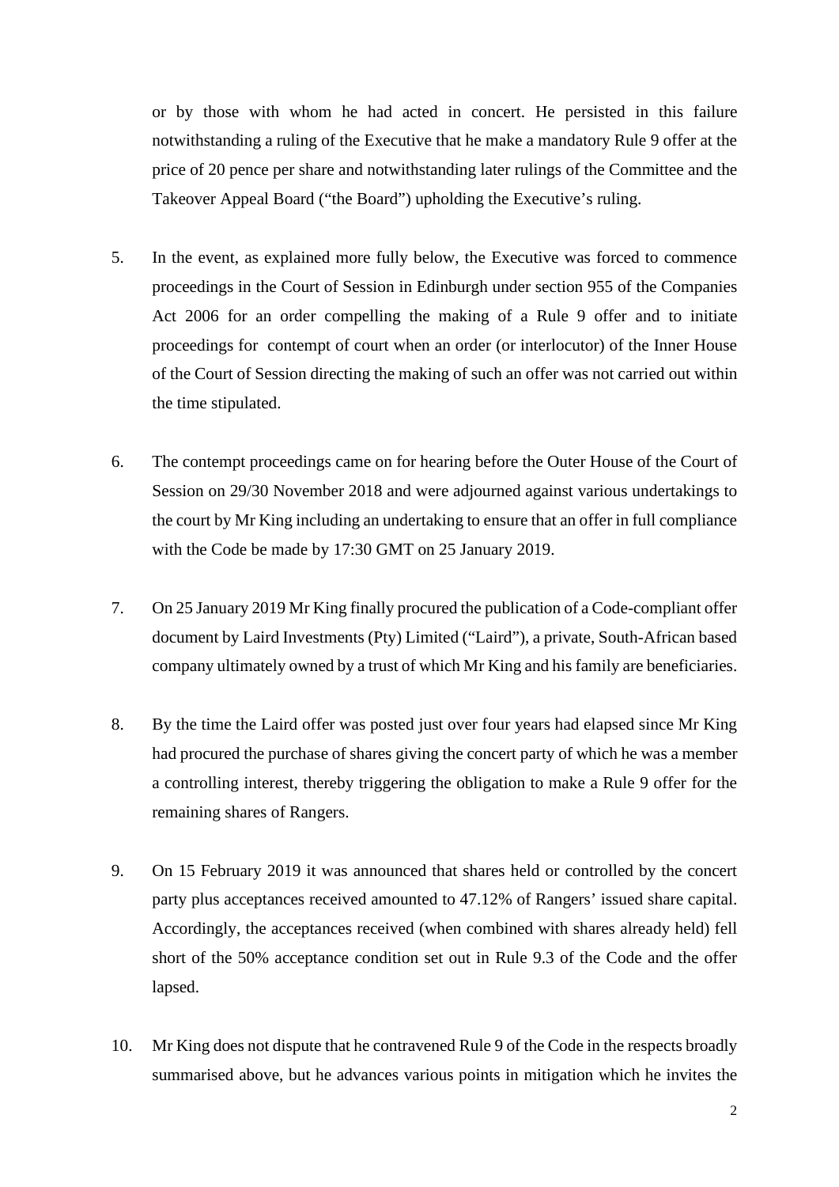or by those with whom he had acted in concert. He persisted in this failure notwithstanding a ruling of the Executive that he make a mandatory Rule 9 offer at the price of 20 pence per share and notwithstanding later rulings of the Committee and the Takeover Appeal Board ("the Board") upholding the Executive's ruling.

5. In the event, as explained more fully below, the Executive was forced to commence proceedings in the Court of Session in Edinburgh under section 955 of the Companies Act 2006 for an order compelling the making of a Rule 9 offer and to initiate proceedings for contempt of court when an order (or interlocutor) of the Inner House of the Court of Session directing the making of such an offer was not carried out within the time stipulated.

6. The contempt proceedings came on for hearing before the Outer House of the Court of Session on 29/30 November 2018 and were adjourned against various undertakings to the court by Mr King including an undertaking to ensure that an offer in full compliance with the Code be made by 17:30 GMT on 25 January 2019.

7. On 25 January 2019 Mr King finally procured the publication of a Code-compliant offer document by Laird Investments (Pty) Limited ("Laird"), a private, South-African based company ultimately owned by a trust of which Mr King and his family are beneficiaries.

8. By the time the Laird offer was posted just over four years had elapsed since Mr King had procured the purchase of shares giving the concert party of which he was a member a controlling interest, thereby triggering the obligation to make a Rule 9 offer for the remaining shares of Rangers.

9. On 15 February 2019 it was announced that shares held or controlled by the concert party plus acceptances received amounted to 47.12% of Rangers' issued share capital. Accordingly, the acceptances received (when combined with shares already held) fell short of the 50% acceptance condition set out in Rule 9.3 of the Code and the offer lapsed.

10. Mr King does not dispute that he contravened Rule 9 of the Code in the respects broadly summarised above, but he advances various points in mitigation which he invites the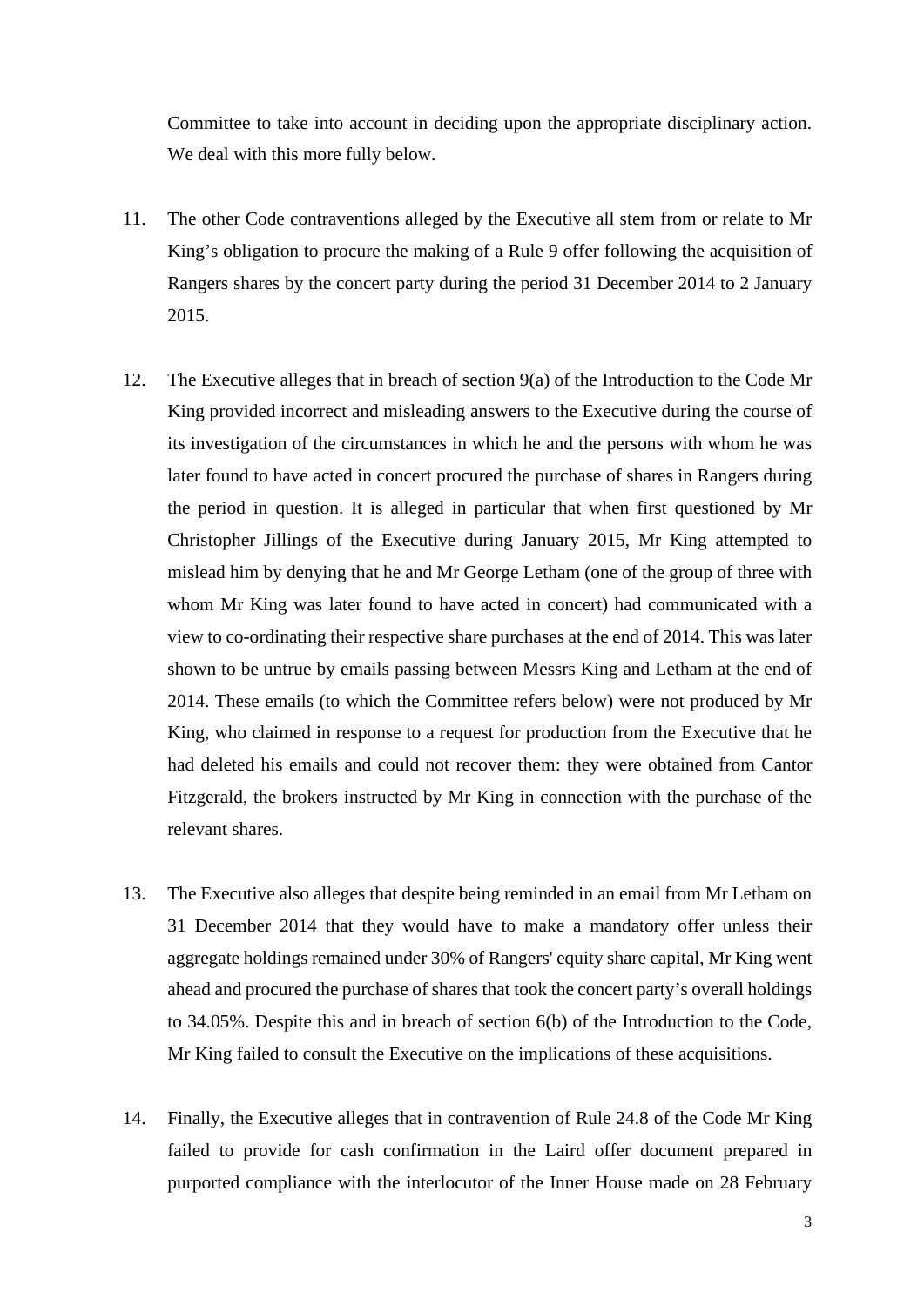Committee to take into account in deciding upon the appropriate disciplinary action. We deal with this more fully below.

11. The other Code contraventions alleged by the Executive all stem from or relate to Mr King's obligation to procure the making of a Rule 9 offer following the acquisition of Rangers shares by the concert party during the period 31 December 2014 to 2 January 2015.

12. The Executive alleges that in breach of section 9(a) of the Introduction to the Code Mr King provided incorrect and misleading answers to the Executive during the course of its investigation of the circumstances in which he and the persons with whom he was later found to have acted in concert procured the purchase of shares in Rangers during the period in question. It is alleged in particular that when first questioned by Mr Christopher Jillings of the Executive during January 2015, Mr King attempted to mislead him by denying that he and Mr George Letham (one of the group of three with whom Mr King was later found to have acted in concert) had communicated with a view to co-ordinating their respective share purchases at the end of 2014. This was later shown to be untrue by emails passing between Messrs King and Letham at the end of 2014. These emails (to which the Committee refers below) were not produced by Mr King, who claimed in response to a request for production from the Executive that he had deleted his emails and could not recover them: they were obtained from Cantor Fitzgerald, the brokers instructed by Mr King in connection with the purchase of the relevant shares.

13. The Executive also alleges that despite being reminded in an email from Mr Letham on 31 December 2014 that they would have to make a mandatory offer unless their aggregate holdings remained under 30% of Rangers' equity share capital, Mr King went ahead and procured the purchase of shares that took the concert party's overall holdings to 34.05%. Despite this and in breach of section 6(b) of the Introduction to the Code, Mr King failed to consult the Executive on the implications of these acquisitions.

14. Finally, the Executive alleges that in contravention of Rule 24.8 of the Code Mr King failed to provide for cash confirmation in the Laird offer document prepared in purported compliance with the interlocutor of the Inner House made on 28 February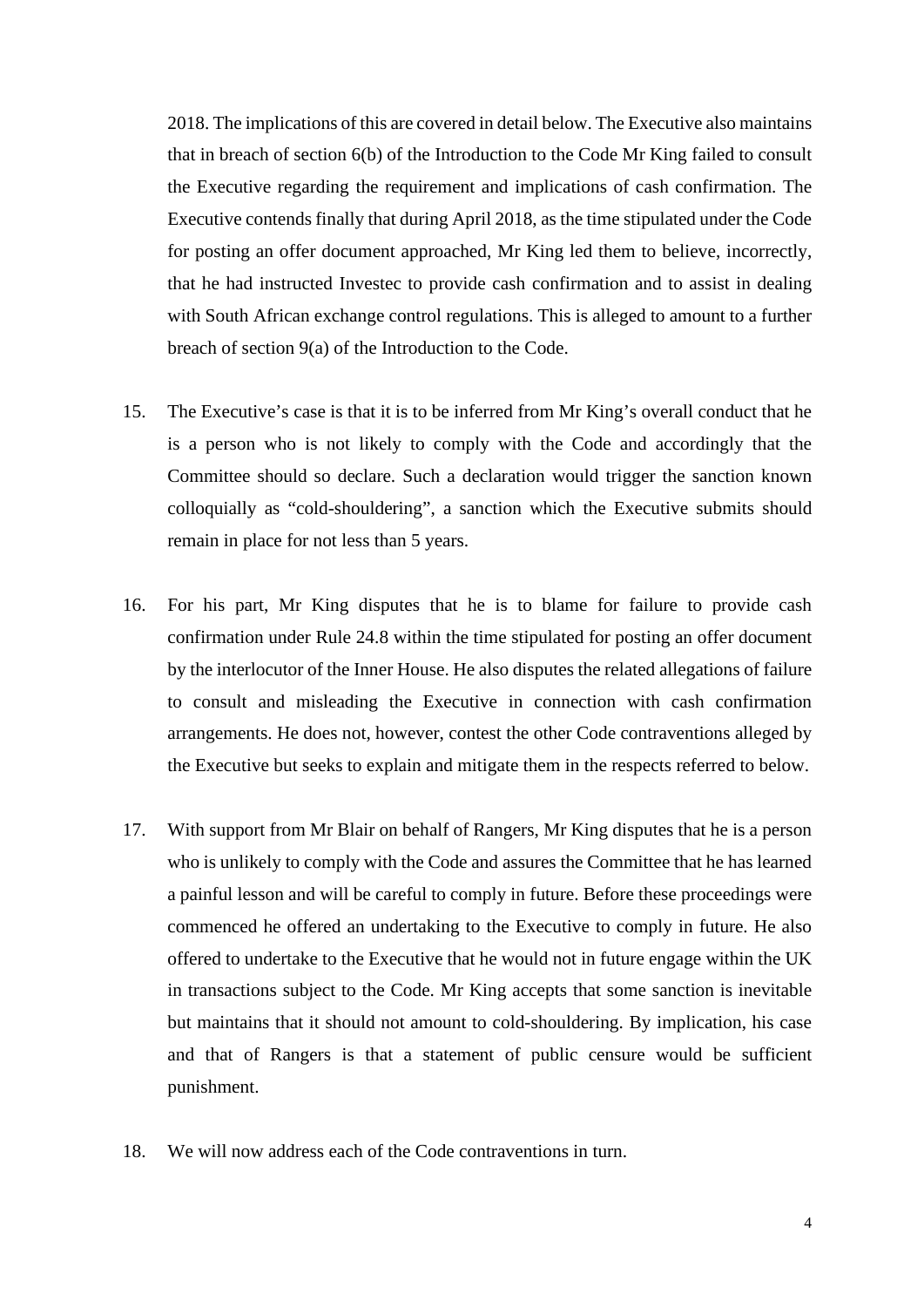2018. The implications of this are covered in detail below. The Executive also maintains that in breach of section 6(b) of the Introduction to the Code Mr King failed to consult the Executive regarding the requirement and implications of cash confirmation. The Executive contends finally that during April 2018, as the time stipulated under the Code for posting an offer document approached, Mr King led them to believe, incorrectly, that he had instructed Investec to provide cash confirmation and to assist in dealing with South African exchange control regulations. This is alleged to amount to a further breach of section 9(a) of the Introduction to the Code.

15. The Executive's case is that it is to be inferred from Mr King's overall conduct that he is a person who is not likely to comply with the Code and accordingly that the Committee should so declare. Such a declaration would trigger the sanction known colloquially as "cold-shouldering", a sanction which the Executive submits should remain in place for not less than 5 years.

16. For his part, Mr King disputes that he is to blame for failure to provide cash confirmation under Rule 24.8 within the time stipulated for posting an offer document by the interlocutor of the Inner House. He also disputes the related allegations of failure to consult and misleading the Executive in connection with cash confirmation arrangements. He does not, however, contest the other Code contraventions alleged by the Executive but seeks to explain and mitigate them in the respects referred to below.

17. With support from Mr Blair on behalf of Rangers, Mr King disputes that he is a person who is unlikely to comply with the Code and assures the Committee that he has learned a painful lesson and will be careful to comply in future. Before these proceedings were commenced he offered an undertaking to the Executive to comply in future. He also offered to undertake to the Executive that he would not in future engage within the UK in transactions subject to the Code. Mr King accepts that some sanction is inevitable but maintains that it should not amount to cold-shouldering. By implication, his case and that of Rangers is that a statement of public censure would be sufficient punishment.

18. We will now address each of the Code contraventions in turn.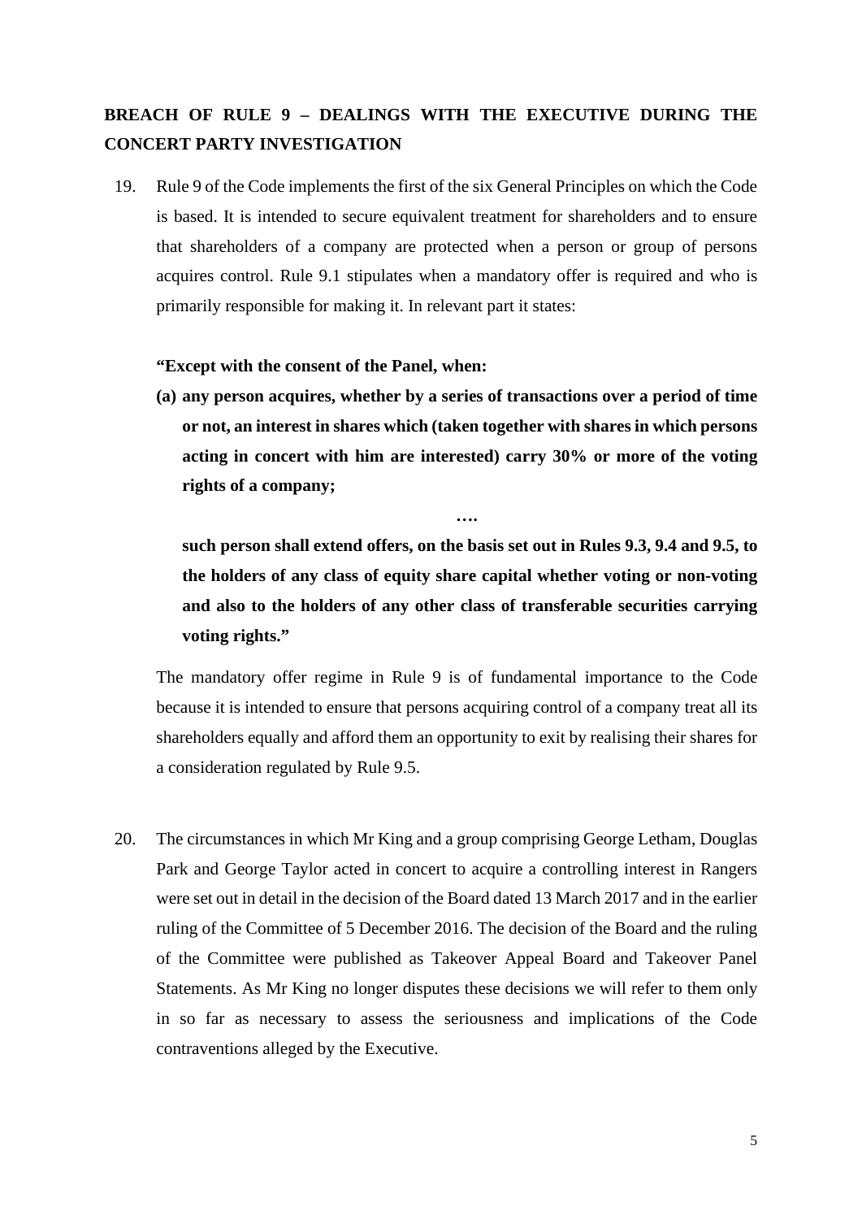## BREACH OF RULE 9 – DEALINGS WITH THE EXECUTIVE DURING THE CONCERT PARTY INVESTIGATION

19. Rule 9 of the Code implements the first of the six General Principles on which the Code is based. It is intended to secure equivalent treatment for shareholders and to ensure that shareholders of a company are protected when a person or group of persons acquires control. Rule 9.1 stipulates when a mandatory offer is required and who is primarily responsible for making it. In relevant part it states:

    **"Except with the consent of the Panel, when:**

    **(a) any person acquires, whether by a series of transactions over a period of time or not, an interest in shares which (taken together with shares in which persons acting in concert with him are interested) carry 30% or more of the voting rights of a company;**

    **….**

    **such person shall extend offers, on the basis set out in Rules 9.3, 9.4 and 9.5, to the holders of any class of equity share capital whether voting or non-voting and also to the holders of any other class of transferable securities carrying voting rights."**

    The mandatory offer regime in Rule 9 is of fundamental importance to the Code because it is intended to ensure that persons acquiring control of a company treat all its shareholders equally and afford them an opportunity to exit by realising their shares for a consideration regulated by Rule 9.5.

20. The circumstances in which Mr King and a group comprising George Letham, Douglas Park and George Taylor acted in concert to acquire a controlling interest in Rangers were set out in detail in the decision of the Board dated 13 March 2017 and in the earlier ruling of the Committee of 5 December 2016. The decision of the Board and the ruling of the Committee were published as Takeover Appeal Board and Takeover Panel Statements. As Mr King no longer disputes these decisions we will refer to them only in so far as necessary to assess the seriousness and implications of the Code contraventions alleged by the Executive.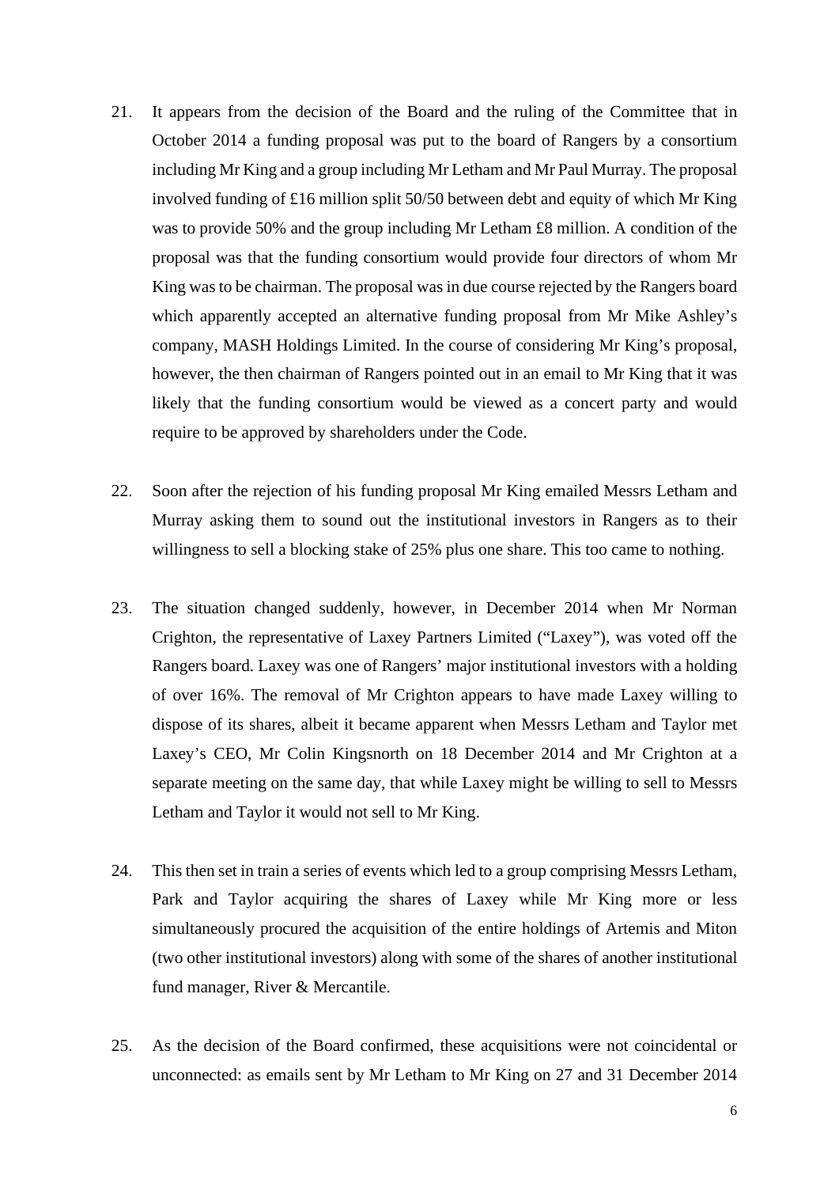21. It appears from the decision of the Board and the ruling of the Committee that in October 2014 a funding proposal was put to the board of Rangers by a consortium including Mr King and a group including Mr Letham and Mr Paul Murray. The proposal involved funding of £16 million split 50/50 between debt and equity of which Mr King was to provide 50% and the group including Mr Letham £8 million. A condition of the proposal was that the funding consortium would provide four directors of whom Mr King was to be chairman. The proposal was in due course rejected by the Rangers board which apparently accepted an alternative funding proposal from Mr Mike Ashley's company, MASH Holdings Limited. In the course of considering Mr King's proposal, however, the then chairman of Rangers pointed out in an email to Mr King that it was likely that the funding consortium would be viewed as a concert party and would require to be approved by shareholders under the Code.

22. Soon after the rejection of his funding proposal Mr King emailed Messrs Letham and Murray asking them to sound out the institutional investors in Rangers as to their willingness to sell a blocking stake of 25% plus one share. This too came to nothing.

23. The situation changed suddenly, however, in December 2014 when Mr Norman Crighton, the representative of Laxey Partners Limited ("Laxey"), was voted off the Rangers board. Laxey was one of Rangers' major institutional investors with a holding of over 16%. The removal of Mr Crighton appears to have made Laxey willing to dispose of its shares, albeit it became apparent when Messrs Letham and Taylor met Laxey's CEO, Mr Colin Kingsnorth on 18 December 2014 and Mr Crighton at a separate meeting on the same day, that while Laxey might be willing to sell to Messrs Letham and Taylor it would not sell to Mr King.

24. This then set in train a series of events which led to a group comprising Messrs Letham, Park and Taylor acquiring the shares of Laxey while Mr King more or less simultaneously procured the acquisition of the entire holdings of Artemis and Miton (two other institutional investors) along with some of the shares of another institutional fund manager, River & Mercantile.

25. As the decision of the Board confirmed, these acquisitions were not coincidental or unconnected: as emails sent by Mr Letham to Mr King on 27 and 31 December 2014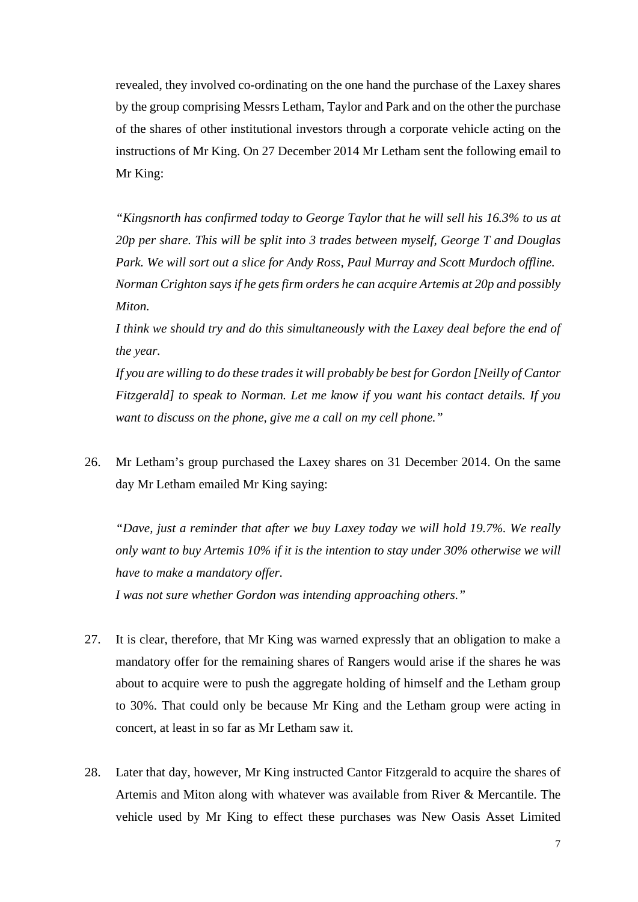revealed, they involved co-ordinating on the one hand the purchase of the Laxey shares by the group comprising Messrs Letham, Taylor and Park and on the other the purchase of the shares of other institutional investors through a corporate vehicle acting on the instructions of Mr King. On 27 December 2014 Mr Letham sent the following email to Mr King:

> *"Kingsnorth has confirmed today to George Taylor that he will sell his 16.3% to us at 20p per share. This will be split into 3 trades between myself, George T and Douglas Park. We will sort out a slice for Andy Ross, Paul Murray and Scott Murdoch offline.*
> *Norman Crighton says if he gets firm orders he can acquire Artemis at 20p and possibly Miton.*
> *I think we should try and do this simultaneously with the Laxey deal before the end of the year.*
> *If you are willing to do these trades it will probably be best for Gordon [Neilly of Cantor Fitzgerald] to speak to Norman. Let me know if you want his contact details. If you want to discuss on the phone, give me a call on my cell phone."*

26. Mr Letham's group purchased the Laxey shares on 31 December 2014. On the same day Mr Letham emailed Mr King saying:

> *"Dave, just a reminder that after we buy Laxey today we will hold 19.7%. We really only want to buy Artemis 10% if it is the intention to stay under 30% otherwise we will have to make a mandatory offer.*
> *I was not sure whether Gordon was intending approaching others."*

27. It is clear, therefore, that Mr King was warned expressly that an obligation to make a mandatory offer for the remaining shares of Rangers would arise if the shares he was about to acquire were to push the aggregate holding of himself and the Letham group to 30%. That could only be because Mr King and the Letham group were acting in concert, at least in so far as Mr Letham saw it.

28. Later that day, however, Mr King instructed Cantor Fitzgerald to acquire the shares of Artemis and Miton along with whatever was available from River & Mercantile. The vehicle used by Mr King to effect these purchases was New Oasis Asset Limited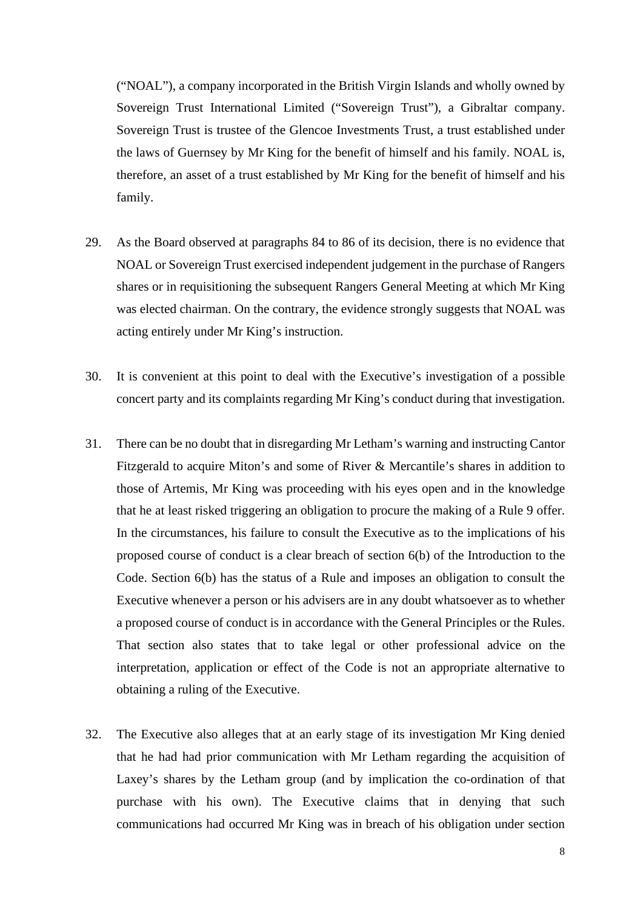("NOAL"), a company incorporated in the British Virgin Islands and wholly owned by Sovereign Trust International Limited ("Sovereign Trust"), a Gibraltar company. Sovereign Trust is trustee of the Glencoe Investments Trust, a trust established under the laws of Guernsey by Mr King for the benefit of himself and his family. NOAL is, therefore, an asset of a trust established by Mr King for the benefit of himself and his family.

29. As the Board observed at paragraphs 84 to 86 of its decision, there is no evidence that NOAL or Sovereign Trust exercised independent judgement in the purchase of Rangers shares or in requisitioning the subsequent Rangers General Meeting at which Mr King was elected chairman. On the contrary, the evidence strongly suggests that NOAL was acting entirely under Mr King's instruction.

30. It is convenient at this point to deal with the Executive's investigation of a possible concert party and its complaints regarding Mr King's conduct during that investigation.

31. There can be no doubt that in disregarding Mr Letham's warning and instructing Cantor Fitzgerald to acquire Miton's and some of River & Mercantile's shares in addition to those of Artemis, Mr King was proceeding with his eyes open and in the knowledge that he at least risked triggering an obligation to procure the making of a Rule 9 offer. In the circumstances, his failure to consult the Executive as to the implications of his proposed course of conduct is a clear breach of section 6(b) of the Introduction to the Code. Section 6(b) has the status of a Rule and imposes an obligation to consult the Executive whenever a person or his advisers are in any doubt whatsoever as to whether a proposed course of conduct is in accordance with the General Principles or the Rules. That section also states that to take legal or other professional advice on the interpretation, application or effect of the Code is not an appropriate alternative to obtaining a ruling of the Executive.

32. The Executive also alleges that at an early stage of its investigation Mr King denied that he had had prior communication with Mr Letham regarding the acquisition of Laxey's shares by the Letham group (and by implication the co-ordination of that purchase with his own). The Executive claims that in denying that such communications had occurred Mr King was in breach of his obligation under section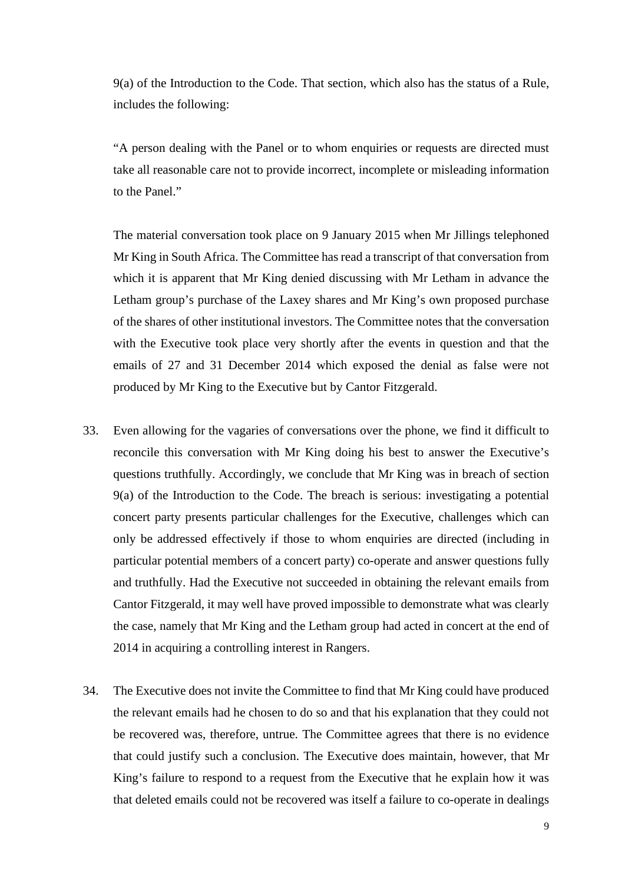9(a) of the Introduction to the Code. That section, which also has the status of a Rule, includes the following:

"A person dealing with the Panel or to whom enquiries or requests are directed must take all reasonable care not to provide incorrect, incomplete or misleading information to the Panel."

The material conversation took place on 9 January 2015 when Mr Jillings telephoned Mr King in South Africa. The Committee has read a transcript of that conversation from which it is apparent that Mr King denied discussing with Mr Letham in advance the Letham group's purchase of the Laxey shares and Mr King's own proposed purchase of the shares of other institutional investors. The Committee notes that the conversation with the Executive took place very shortly after the events in question and that the emails of 27 and 31 December 2014 which exposed the denial as false were not produced by Mr King to the Executive but by Cantor Fitzgerald.

33. Even allowing for the vagaries of conversations over the phone, we find it difficult to reconcile this conversation with Mr King doing his best to answer the Executive's questions truthfully. Accordingly, we conclude that Mr King was in breach of section 9(a) of the Introduction to the Code. The breach is serious: investigating a potential concert party presents particular challenges for the Executive, challenges which can only be addressed effectively if those to whom enquiries are directed (including in particular potential members of a concert party) co-operate and answer questions fully and truthfully. Had the Executive not succeeded in obtaining the relevant emails from Cantor Fitzgerald, it may well have proved impossible to demonstrate what was clearly the case, namely that Mr King and the Letham group had acted in concert at the end of 2014 in acquiring a controlling interest in Rangers.

34. The Executive does not invite the Committee to find that Mr King could have produced the relevant emails had he chosen to do so and that his explanation that they could not be recovered was, therefore, untrue. The Committee agrees that there is no evidence that could justify such a conclusion. The Executive does maintain, however, that Mr King's failure to respond to a request from the Executive that he explain how it was that deleted emails could not be recovered was itself a failure to co-operate in dealings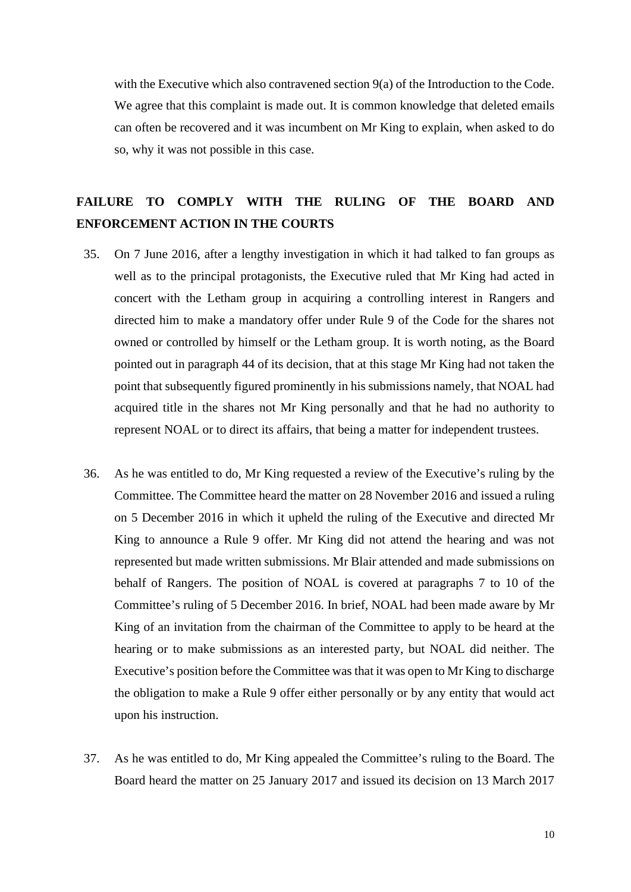with the Executive which also contravened section 9(a) of the Introduction to the Code. We agree that this complaint is made out. It is common knowledge that deleted emails can often be recovered and it was incumbent on Mr King to explain, when asked to do so, why it was not possible in this case.

## FAILURE TO COMPLY WITH THE RULING OF THE BOARD AND ENFORCEMENT ACTION IN THE COURTS

35. On 7 June 2016, after a lengthy investigation in which it had talked to fan groups as well as to the principal protagonists, the Executive ruled that Mr King had acted in concert with the Letham group in acquiring a controlling interest in Rangers and directed him to make a mandatory offer under Rule 9 of the Code for the shares not owned or controlled by himself or the Letham group. It is worth noting, as the Board pointed out in paragraph 44 of its decision, that at this stage Mr King had not taken the point that subsequently figured prominently in his submissions namely, that NOAL had acquired title in the shares not Mr King personally and that he had no authority to represent NOAL or to direct its affairs, that being a matter for independent trustees.

36. As he was entitled to do, Mr King requested a review of the Executive's ruling by the Committee. The Committee heard the matter on 28 November 2016 and issued a ruling on 5 December 2016 in which it upheld the ruling of the Executive and directed Mr King to announce a Rule 9 offer. Mr King did not attend the hearing and was not represented but made written submissions. Mr Blair attended and made submissions on behalf of Rangers. The position of NOAL is covered at paragraphs 7 to 10 of the Committee's ruling of 5 December 2016. In brief, NOAL had been made aware by Mr King of an invitation from the chairman of the Committee to apply to be heard at the hearing or to make submissions as an interested party, but NOAL did neither. The Executive's position before the Committee was that it was open to Mr King to discharge the obligation to make a Rule 9 offer either personally or by any entity that would act upon his instruction.

37. As he was entitled to do, Mr King appealed the Committee's ruling to the Board. The Board heard the matter on 25 January 2017 and issued its decision on 13 March 2017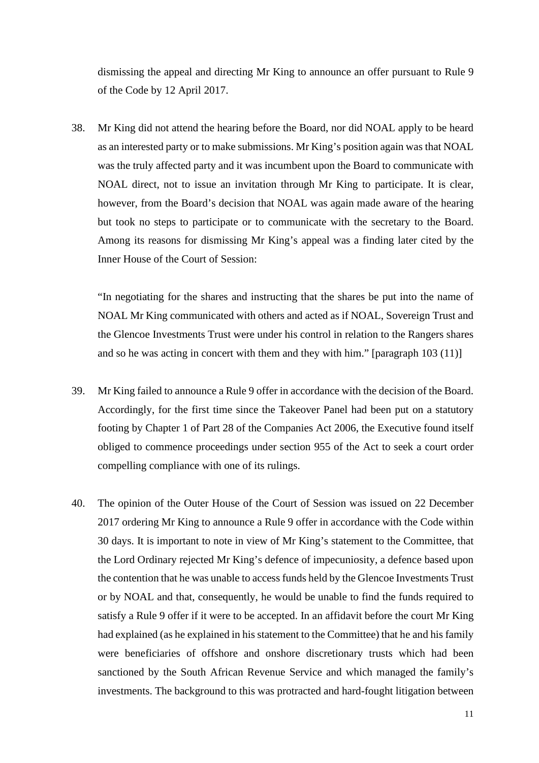dismissing the appeal and directing Mr King to announce an offer pursuant to Rule 9 of the Code by 12 April 2017.

38. Mr King did not attend the hearing before the Board, nor did NOAL apply to be heard as an interested party or to make submissions. Mr King's position again was that NOAL was the truly affected party and it was incumbent upon the Board to communicate with NOAL direct, not to issue an invitation through Mr King to participate. It is clear, however, from the Board's decision that NOAL was again made aware of the hearing but took no steps to participate or to communicate with the secretary to the Board. Among its reasons for dismissing Mr King's appeal was a finding later cited by the Inner House of the Court of Session:

   "In negotiating for the shares and instructing that the shares be put into the name of NOAL Mr King communicated with others and acted as if NOAL, Sovereign Trust and the Glencoe Investments Trust were under his control in relation to the Rangers shares and so he was acting in concert with them and they with him." [paragraph 103 (11)]

39. Mr King failed to announce a Rule 9 offer in accordance with the decision of the Board. Accordingly, for the first time since the Takeover Panel had been put on a statutory footing by Chapter 1 of Part 28 of the Companies Act 2006, the Executive found itself obliged to commence proceedings under section 955 of the Act to seek a court order compelling compliance with one of its rulings.

40. The opinion of the Outer House of the Court of Session was issued on 22 December 2017 ordering Mr King to announce a Rule 9 offer in accordance with the Code within 30 days. It is important to note in view of Mr King's statement to the Committee, that the Lord Ordinary rejected Mr King's defence of impecuniosity, a defence based upon the contention that he was unable to access funds held by the Glencoe Investments Trust or by NOAL and that, consequently, he would be unable to find the funds required to satisfy a Rule 9 offer if it were to be accepted. In an affidavit before the court Mr King had explained (as he explained in his statement to the Committee) that he and his family were beneficiaries of offshore and onshore discretionary trusts which had been sanctioned by the South African Revenue Service and which managed the family's investments. The background to this was protracted and hard-fought litigation between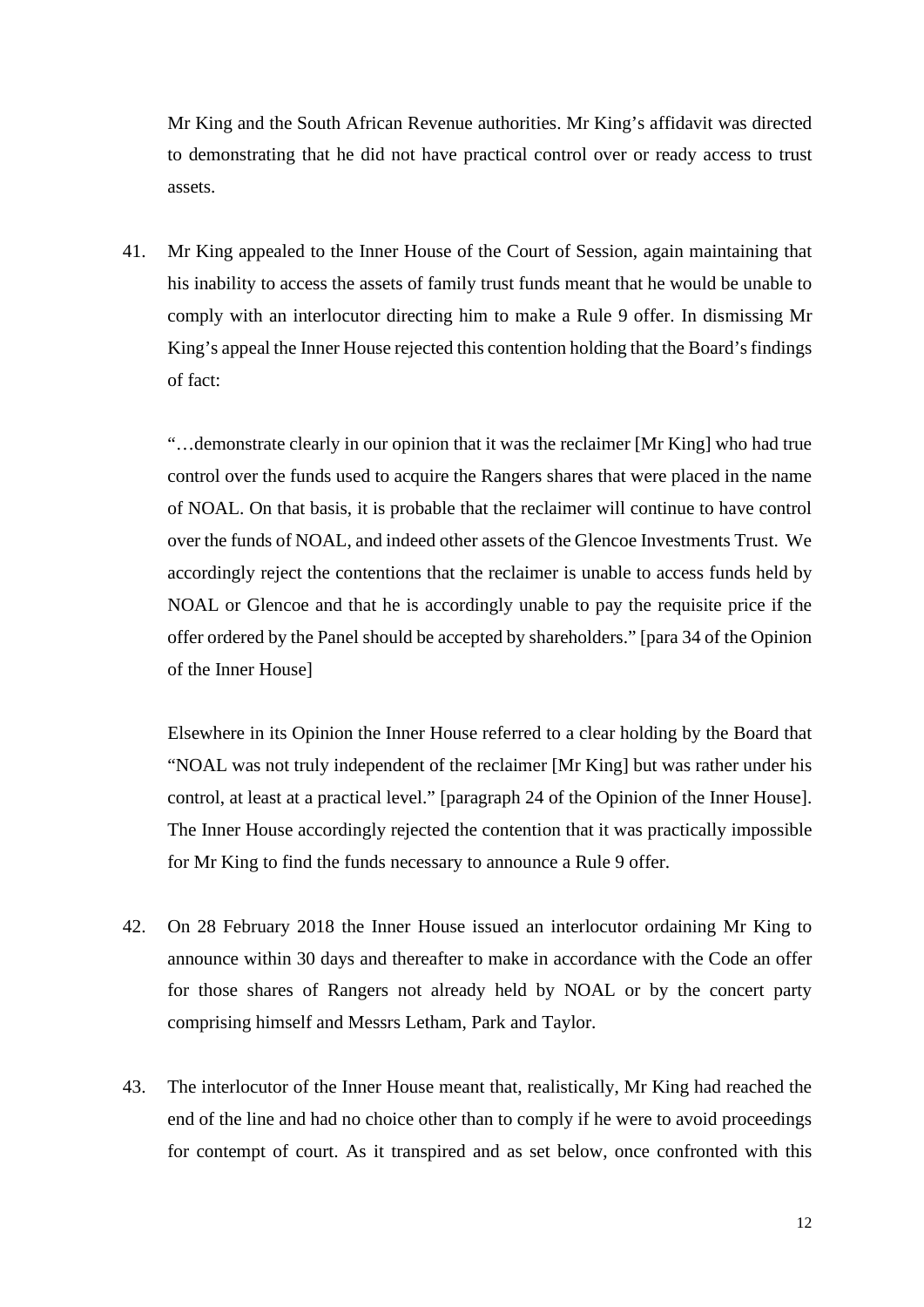Mr King and the South African Revenue authorities. Mr King's affidavit was directed to demonstrating that he did not have practical control over or ready access to trust assets.

41. Mr King appealed to the Inner House of the Court of Session, again maintaining that his inability to access the assets of family trust funds meant that he would be unable to comply with an interlocutor directing him to make a Rule 9 offer. In dismissing Mr King's appeal the Inner House rejected this contention holding that the Board's findings of fact:

   "…demonstrate clearly in our opinion that it was the reclaimer [Mr King] who had true control over the funds used to acquire the Rangers shares that were placed in the name of NOAL. On that basis, it is probable that the reclaimer will continue to have control over the funds of NOAL, and indeed other assets of the Glencoe Investments Trust. We accordingly reject the contentions that the reclaimer is unable to access funds held by NOAL or Glencoe and that he is accordingly unable to pay the requisite price if the offer ordered by the Panel should be accepted by shareholders." [para 34 of the Opinion of the Inner House]

   Elsewhere in its Opinion the Inner House referred to a clear holding by the Board that "NOAL was not truly independent of the reclaimer [Mr King] but was rather under his control, at least at a practical level." [paragraph 24 of the Opinion of the Inner House]. The Inner House accordingly rejected the contention that it was practically impossible for Mr King to find the funds necessary to announce a Rule 9 offer.

42. On 28 February 2018 the Inner House issued an interlocutor ordaining Mr King to announce within 30 days and thereafter to make in accordance with the Code an offer for those shares of Rangers not already held by NOAL or by the concert party comprising himself and Messrs Letham, Park and Taylor.

43. The interlocutor of the Inner House meant that, realistically, Mr King had reached the end of the line and had no choice other than to comply if he were to avoid proceedings for contempt of court. As it transpired and as set below, once confronted with this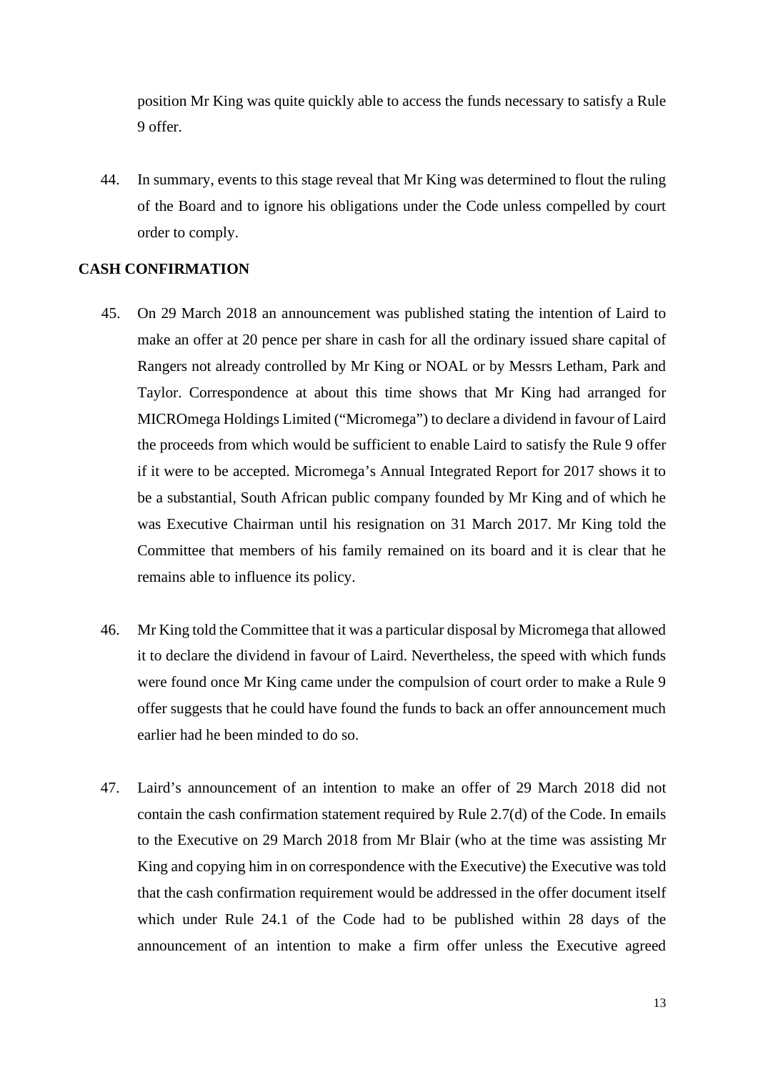position Mr King was quite quickly able to access the funds necessary to satisfy a Rule 9 offer.

44. In summary, events to this stage reveal that Mr King was determined to flout the ruling of the Board and to ignore his obligations under the Code unless compelled by court order to comply.

## CASH CONFIRMATION

45. On 29 March 2018 an announcement was published stating the intention of Laird to make an offer at 20 pence per share in cash for all the ordinary issued share capital of Rangers not already controlled by Mr King or NOAL or by Messrs Letham, Park and Taylor. Correspondence at about this time shows that Mr King had arranged for MICROmega Holdings Limited ("Micromega") to declare a dividend in favour of Laird the proceeds from which would be sufficient to enable Laird to satisfy the Rule 9 offer if it were to be accepted. Micromega's Annual Integrated Report for 2017 shows it to be a substantial, South African public company founded by Mr King and of which he was Executive Chairman until his resignation on 31 March 2017. Mr King told the Committee that members of his family remained on its board and it is clear that he remains able to influence its policy.

46. Mr King told the Committee that it was a particular disposal by Micromega that allowed it to declare the dividend in favour of Laird. Nevertheless, the speed with which funds were found once Mr King came under the compulsion of court order to make a Rule 9 offer suggests that he could have found the funds to back an offer announcement much earlier had he been minded to do so.

47. Laird's announcement of an intention to make an offer of 29 March 2018 did not contain the cash confirmation statement required by Rule 2.7(d) of the Code. In emails to the Executive on 29 March 2018 from Mr Blair (who at the time was assisting Mr King and copying him in on correspondence with the Executive) the Executive was told that the cash confirmation requirement would be addressed in the offer document itself which under Rule 24.1 of the Code had to be published within 28 days of the announcement of an intention to make a firm offer unless the Executive agreed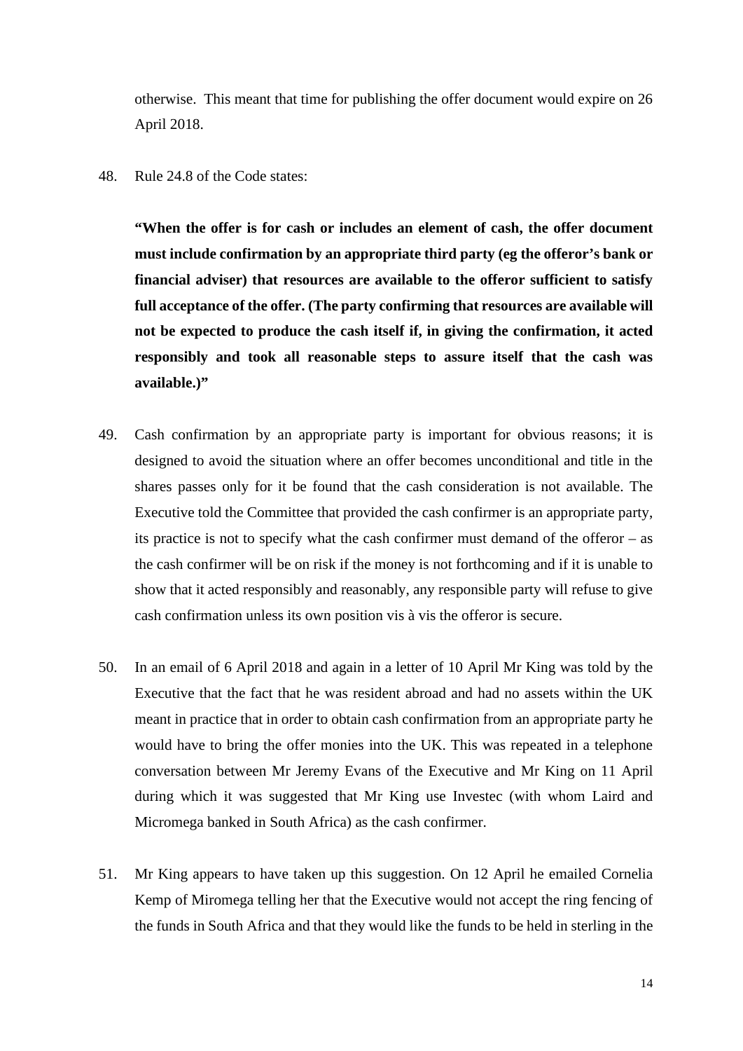otherwise. This meant that time for publishing the offer document would expire on 26 April 2018.

48. Rule 24.8 of the Code states:

**"When the offer is for cash or includes an element of cash, the offer document must include confirmation by an appropriate third party (eg the offeror's bank or financial adviser) that resources are available to the offeror sufficient to satisfy full acceptance of the offer. (The party confirming that resources are available will not be expected to produce the cash itself if, in giving the confirmation, it acted responsibly and took all reasonable steps to assure itself that the cash was available.)"**

49. Cash confirmation by an appropriate party is important for obvious reasons; it is designed to avoid the situation where an offer becomes unconditional and title in the shares passes only for it be found that the cash consideration is not available. The Executive told the Committee that provided the cash confirmer is an appropriate party, its practice is not to specify what the cash confirmer must demand of the offeror – as the cash confirmer will be on risk if the money is not forthcoming and if it is unable to show that it acted responsibly and reasonably, any responsible party will refuse to give cash confirmation unless its own position vis à vis the offeror is secure.

50. In an email of 6 April 2018 and again in a letter of 10 April Mr King was told by the Executive that the fact that he was resident abroad and had no assets within the UK meant in practice that in order to obtain cash confirmation from an appropriate party he would have to bring the offer monies into the UK. This was repeated in a telephone conversation between Mr Jeremy Evans of the Executive and Mr King on 11 April during which it was suggested that Mr King use Investec (with whom Laird and Micromega banked in South Africa) as the cash confirmer.

51. Mr King appears to have taken up this suggestion. On 12 April he emailed Cornelia Kemp of Miromega telling her that the Executive would not accept the ring fencing of the funds in South Africa and that they would like the funds to be held in sterling in the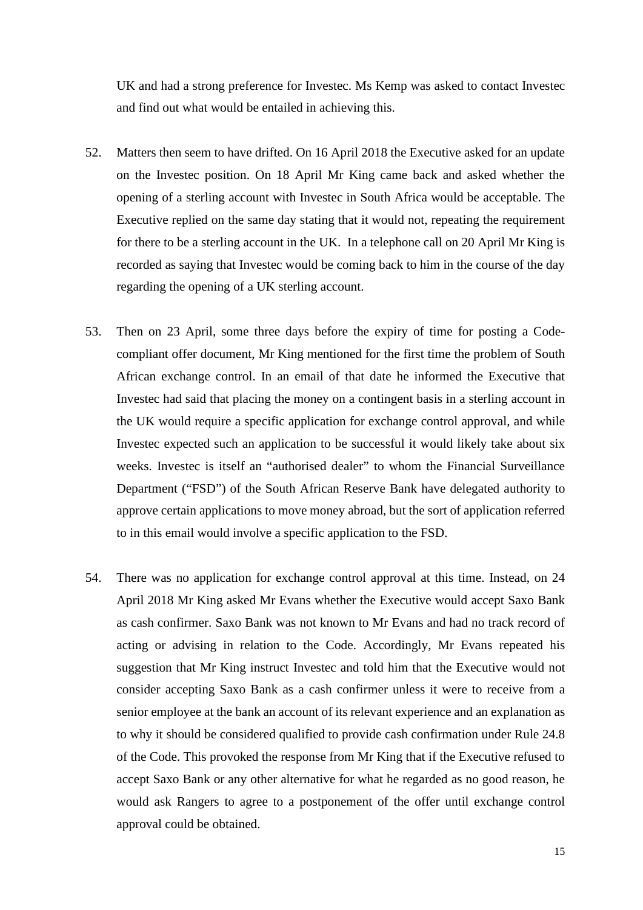UK and had a strong preference for Investec. Ms Kemp was asked to contact Investec and find out what would be entailed in achieving this.

52. Matters then seem to have drifted. On 16 April 2018 the Executive asked for an update on the Investec position. On 18 April Mr King came back and asked whether the opening of a sterling account with Investec in South Africa would be acceptable. The Executive replied on the same day stating that it would not, repeating the requirement for there to be a sterling account in the UK. In a telephone call on 20 April Mr King is recorded as saying that Investec would be coming back to him in the course of the day regarding the opening of a UK sterling account.

53. Then on 23 April, some three days before the expiry of time for posting a Code-compliant offer document, Mr King mentioned for the first time the problem of South African exchange control. In an email of that date he informed the Executive that Investec had said that placing the money on a contingent basis in a sterling account in the UK would require a specific application for exchange control approval, and while Investec expected such an application to be successful it would likely take about six weeks. Investec is itself an "authorised dealer" to whom the Financial Surveillance Department ("FSD") of the South African Reserve Bank have delegated authority to approve certain applications to move money abroad, but the sort of application referred to in this email would involve a specific application to the FSD.

54. There was no application for exchange control approval at this time. Instead, on 24 April 2018 Mr King asked Mr Evans whether the Executive would accept Saxo Bank as cash confirmer. Saxo Bank was not known to Mr Evans and had no track record of acting or advising in relation to the Code. Accordingly, Mr Evans repeated his suggestion that Mr King instruct Investec and told him that the Executive would not consider accepting Saxo Bank as a cash confirmer unless it were to receive from a senior employee at the bank an account of its relevant experience and an explanation as to why it should be considered qualified to provide cash confirmation under Rule 24.8 of the Code. This provoked the response from Mr King that if the Executive refused to accept Saxo Bank or any other alternative for what he regarded as no good reason, he would ask Rangers to agree to a postponement of the offer until exchange control approval could be obtained.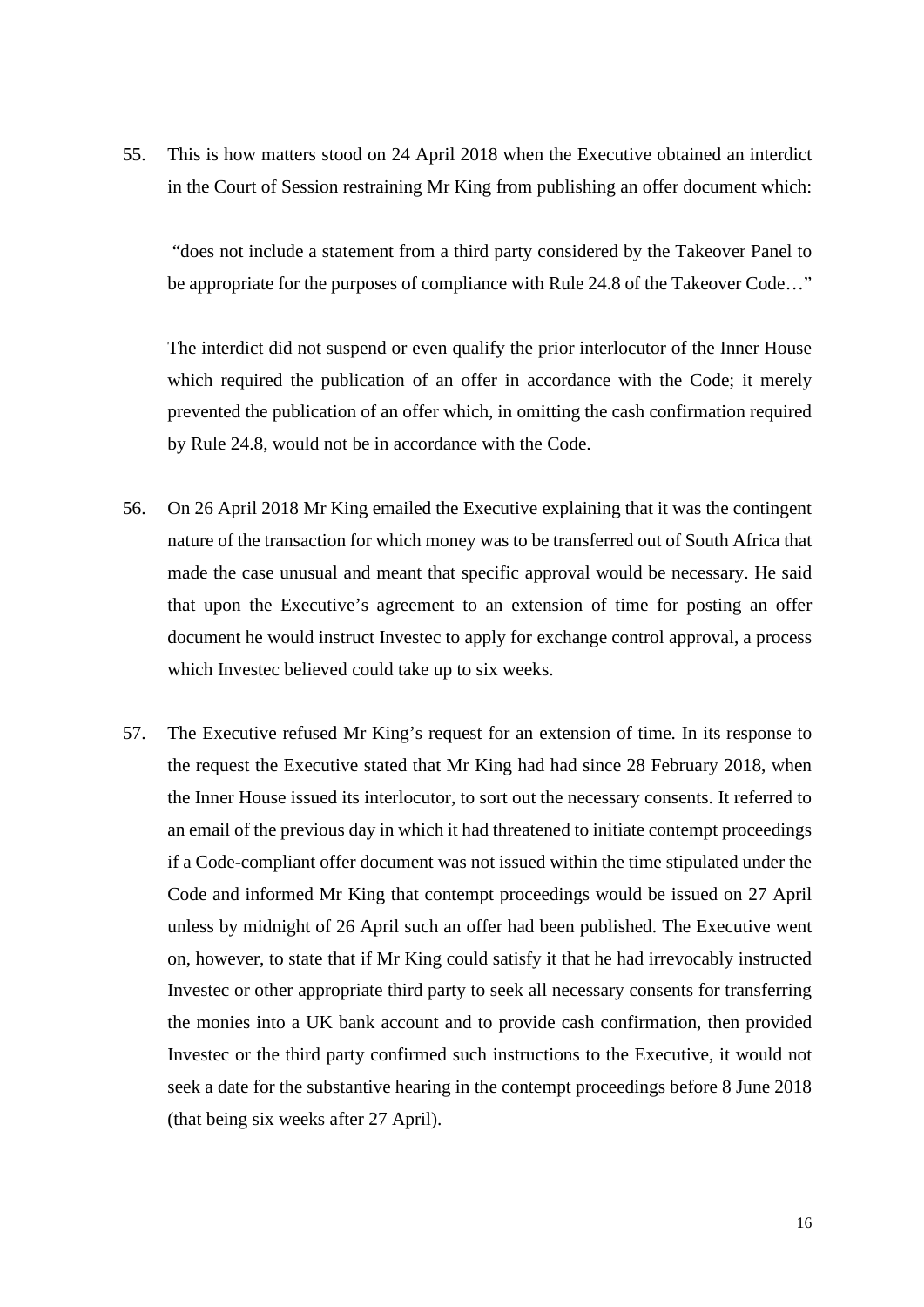55. This is how matters stood on 24 April 2018 when the Executive obtained an interdict in the Court of Session restraining Mr King from publishing an offer document which:

> "does not include a statement from a third party considered by the Takeover Panel to be appropriate for the purposes of compliance with Rule 24.8 of the Takeover Code…"

The interdict did not suspend or even qualify the prior interlocutor of the Inner House which required the publication of an offer in accordance with the Code; it merely prevented the publication of an offer which, in omitting the cash confirmation required by Rule 24.8, would not be in accordance with the Code.

56. On 26 April 2018 Mr King emailed the Executive explaining that it was the contingent nature of the transaction for which money was to be transferred out of South Africa that made the case unusual and meant that specific approval would be necessary. He said that upon the Executive's agreement to an extension of time for posting an offer document he would instruct Investec to apply for exchange control approval, a process which Investec believed could take up to six weeks.

57. The Executive refused Mr King's request for an extension of time. In its response to the request the Executive stated that Mr King had had since 28 February 2018, when the Inner House issued its interlocutor, to sort out the necessary consents. It referred to an email of the previous day in which it had threatened to initiate contempt proceedings if a Code-compliant offer document was not issued within the time stipulated under the Code and informed Mr King that contempt proceedings would be issued on 27 April unless by midnight of 26 April such an offer had been published. The Executive went on, however, to state that if Mr King could satisfy it that he had irrevocably instructed Investec or other appropriate third party to seek all necessary consents for transferring the monies into a UK bank account and to provide cash confirmation, then provided Investec or the third party confirmed such instructions to the Executive, it would not seek a date for the substantive hearing in the contempt proceedings before 8 June 2018 (that being six weeks after 27 April).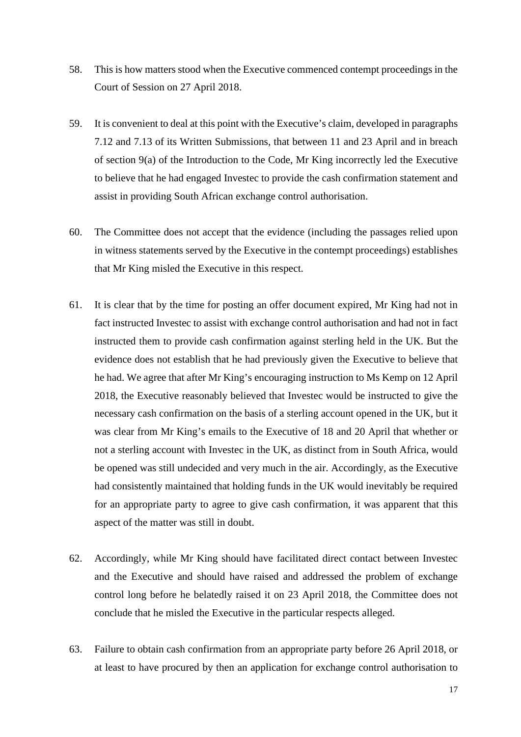58. This is how matters stood when the Executive commenced contempt proceedings in the Court of Session on 27 April 2018.

59. It is convenient to deal at this point with the Executive's claim, developed in paragraphs 7.12 and 7.13 of its Written Submissions, that between 11 and 23 April and in breach of section 9(a) of the Introduction to the Code, Mr King incorrectly led the Executive to believe that he had engaged Investec to provide the cash confirmation statement and assist in providing South African exchange control authorisation.

60. The Committee does not accept that the evidence (including the passages relied upon in witness statements served by the Executive in the contempt proceedings) establishes that Mr King misled the Executive in this respect.

61. It is clear that by the time for posting an offer document expired, Mr King had not in fact instructed Investec to assist with exchange control authorisation and had not in fact instructed them to provide cash confirmation against sterling held in the UK. But the evidence does not establish that he had previously given the Executive to believe that he had. We agree that after Mr King's encouraging instruction to Ms Kemp on 12 April 2018, the Executive reasonably believed that Investec would be instructed to give the necessary cash confirmation on the basis of a sterling account opened in the UK, but it was clear from Mr King's emails to the Executive of 18 and 20 April that whether or not a sterling account with Investec in the UK, as distinct from in South Africa, would be opened was still undecided and very much in the air. Accordingly, as the Executive had consistently maintained that holding funds in the UK would inevitably be required for an appropriate party to agree to give cash confirmation, it was apparent that this aspect of the matter was still in doubt.

62. Accordingly, while Mr King should have facilitated direct contact between Investec and the Executive and should have raised and addressed the problem of exchange control long before he belatedly raised it on 23 April 2018, the Committee does not conclude that he misled the Executive in the particular respects alleged.

63. Failure to obtain cash confirmation from an appropriate party before 26 April 2018, or at least to have procured by then an application for exchange control authorisation to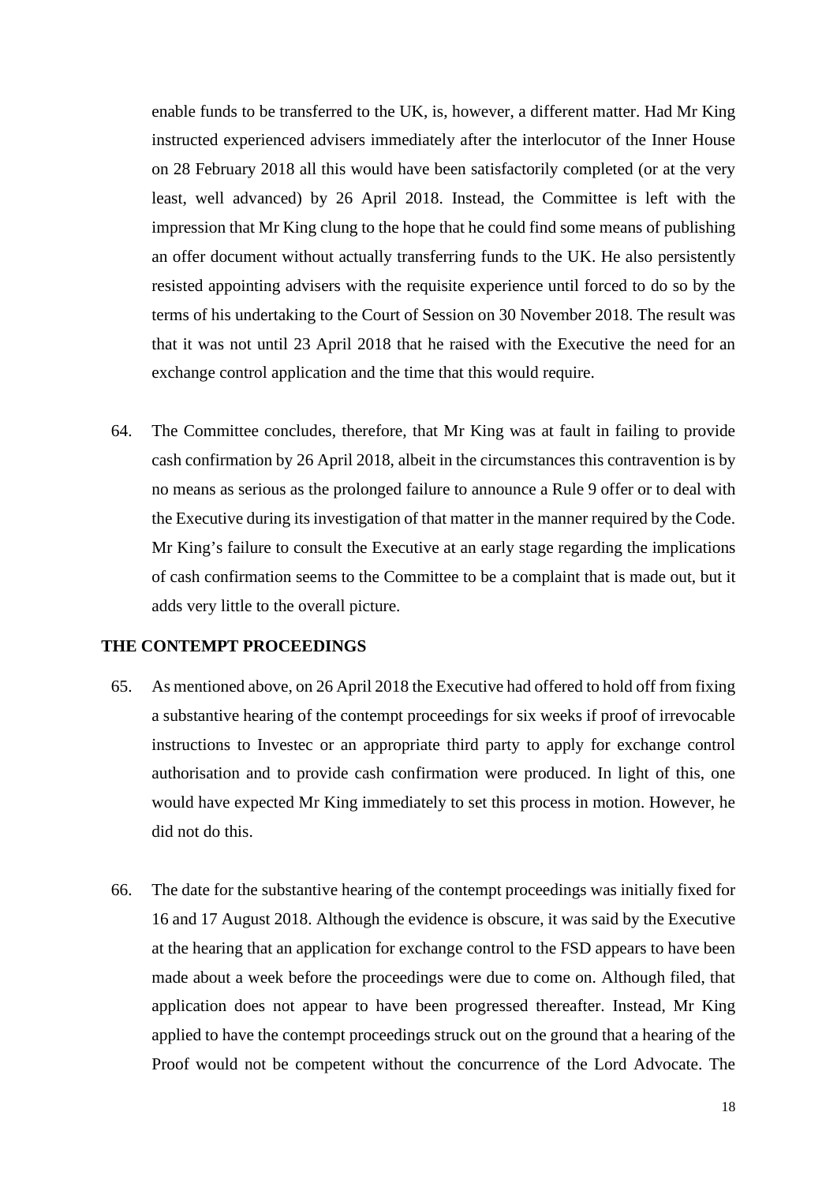enable funds to be transferred to the UK, is, however, a different matter. Had Mr King instructed experienced advisers immediately after the interlocutor of the Inner House on 28 February 2018 all this would have been satisfactorily completed (or at the very least, well advanced) by 26 April 2018. Instead, the Committee is left with the impression that Mr King clung to the hope that he could find some means of publishing an offer document without actually transferring funds to the UK. He also persistently resisted appointing advisers with the requisite experience until forced to do so by the terms of his undertaking to the Court of Session on 30 November 2018. The result was that it was not until 23 April 2018 that he raised with the Executive the need for an exchange control application and the time that this would require.

64. The Committee concludes, therefore, that Mr King was at fault in failing to provide cash confirmation by 26 April 2018, albeit in the circumstances this contravention is by no means as serious as the prolonged failure to announce a Rule 9 offer or to deal with the Executive during its investigation of that matter in the manner required by the Code. Mr King's failure to consult the Executive at an early stage regarding the implications of cash confirmation seems to the Committee to be a complaint that is made out, but it adds very little to the overall picture.

## THE CONTEMPT PROCEEDINGS

65. As mentioned above, on 26 April 2018 the Executive had offered to hold off from fixing a substantive hearing of the contempt proceedings for six weeks if proof of irrevocable instructions to Investec or an appropriate third party to apply for exchange control authorisation and to provide cash confirmation were produced. In light of this, one would have expected Mr King immediately to set this process in motion. However, he did not do this.

66. The date for the substantive hearing of the contempt proceedings was initially fixed for 16 and 17 August 2018. Although the evidence is obscure, it was said by the Executive at the hearing that an application for exchange control to the FSD appears to have been made about a week before the proceedings were due to come on. Although filed, that application does not appear to have been progressed thereafter. Instead, Mr King applied to have the contempt proceedings struck out on the ground that a hearing of the Proof would not be competent without the concurrence of the Lord Advocate. The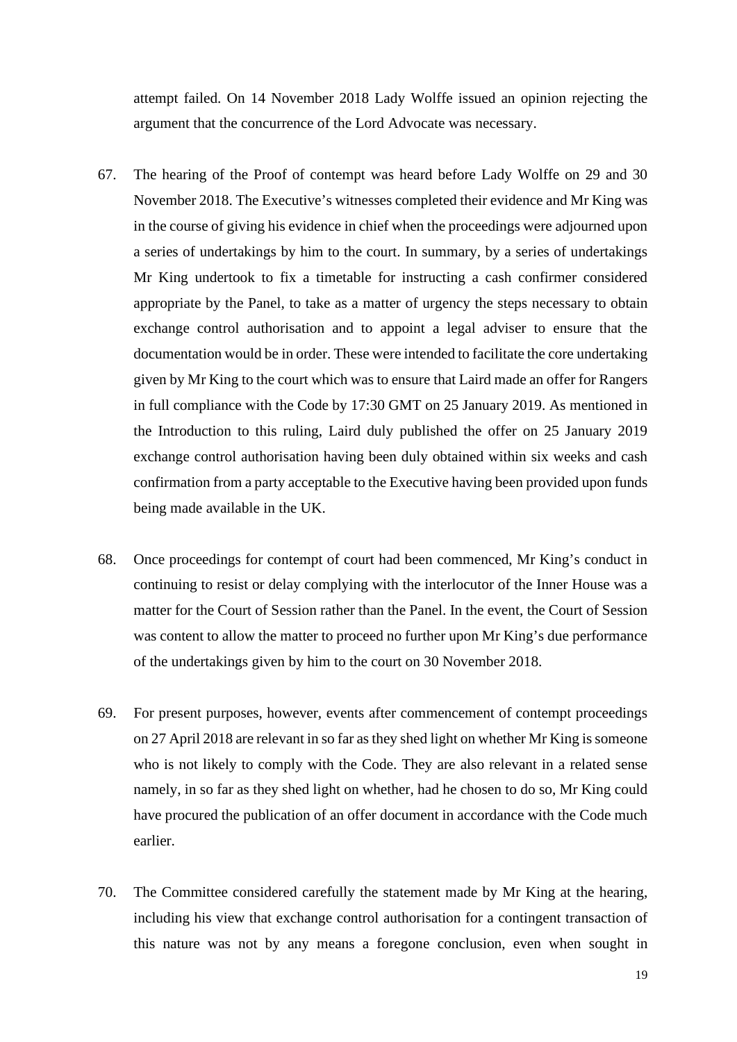attempt failed. On 14 November 2018 Lady Wolffe issued an opinion rejecting the argument that the concurrence of the Lord Advocate was necessary.

67. The hearing of the Proof of contempt was heard before Lady Wolffe on 29 and 30 November 2018. The Executive's witnesses completed their evidence and Mr King was in the course of giving his evidence in chief when the proceedings were adjourned upon a series of undertakings by him to the court. In summary, by a series of undertakings Mr King undertook to fix a timetable for instructing a cash confirmer considered appropriate by the Panel, to take as a matter of urgency the steps necessary to obtain exchange control authorisation and to appoint a legal adviser to ensure that the documentation would be in order. These were intended to facilitate the core undertaking given by Mr King to the court which was to ensure that Laird made an offer for Rangers in full compliance with the Code by 17:30 GMT on 25 January 2019. As mentioned in the Introduction to this ruling, Laird duly published the offer on 25 January 2019 exchange control authorisation having been duly obtained within six weeks and cash confirmation from a party acceptable to the Executive having been provided upon funds being made available in the UK.

68. Once proceedings for contempt of court had been commenced, Mr King's conduct in continuing to resist or delay complying with the interlocutor of the Inner House was a matter for the Court of Session rather than the Panel. In the event, the Court of Session was content to allow the matter to proceed no further upon Mr King's due performance of the undertakings given by him to the court on 30 November 2018.

69. For present purposes, however, events after commencement of contempt proceedings on 27 April 2018 are relevant in so far as they shed light on whether Mr King is someone who is not likely to comply with the Code. They are also relevant in a related sense namely, in so far as they shed light on whether, had he chosen to do so, Mr King could have procured the publication of an offer document in accordance with the Code much earlier.

70. The Committee considered carefully the statement made by Mr King at the hearing, including his view that exchange control authorisation for a contingent transaction of this nature was not by any means a foregone conclusion, even when sought in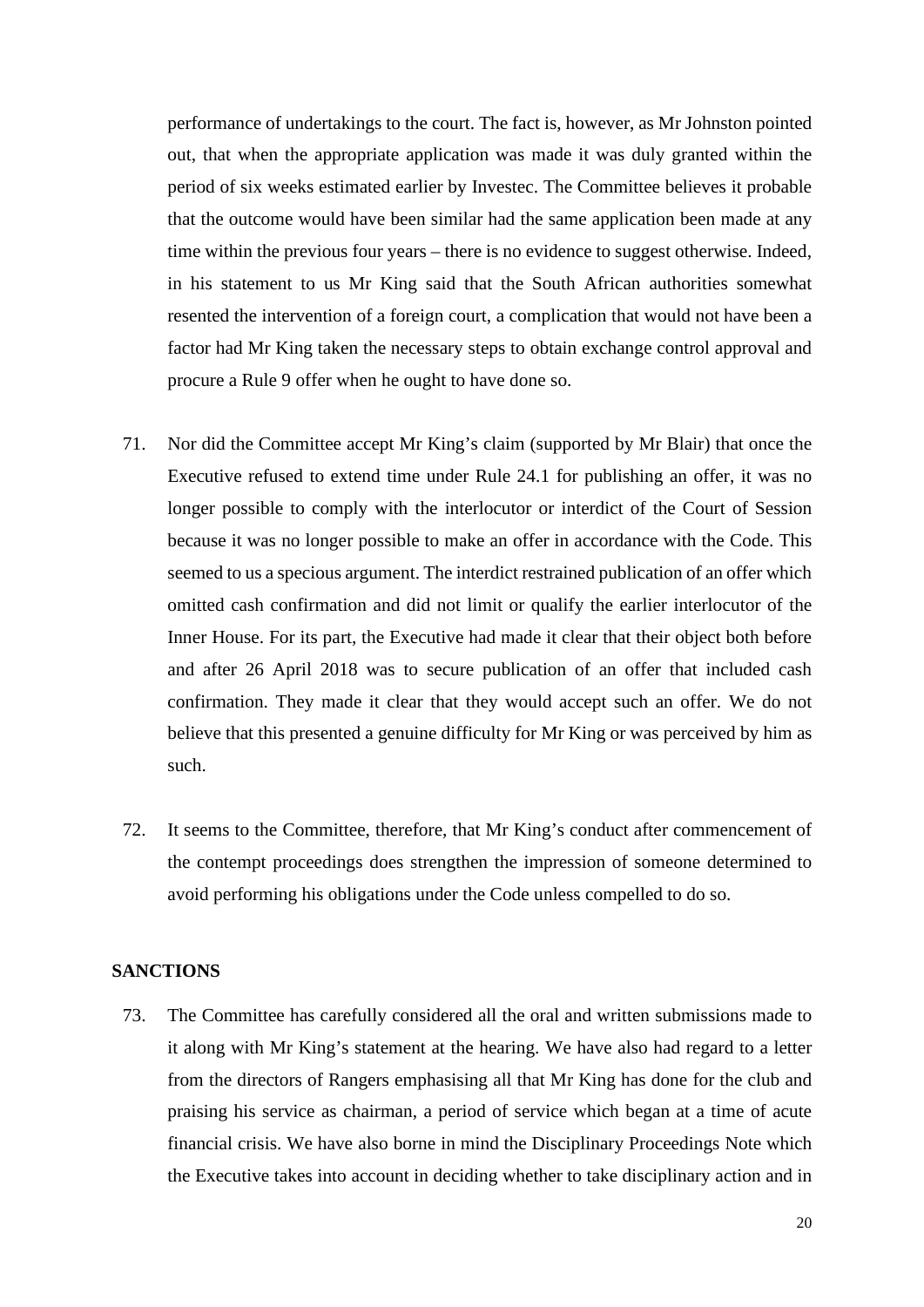performance of undertakings to the court. The fact is, however, as Mr Johnston pointed out, that when the appropriate application was made it was duly granted within the period of six weeks estimated earlier by Investec. The Committee believes it probable that the outcome would have been similar had the same application been made at any time within the previous four years – there is no evidence to suggest otherwise. Indeed, in his statement to us Mr King said that the South African authorities somewhat resented the intervention of a foreign court, a complication that would not have been a factor had Mr King taken the necessary steps to obtain exchange control approval and procure a Rule 9 offer when he ought to have done so.

71. Nor did the Committee accept Mr King's claim (supported by Mr Blair) that once the Executive refused to extend time under Rule 24.1 for publishing an offer, it was no longer possible to comply with the interlocutor or interdict of the Court of Session because it was no longer possible to make an offer in accordance with the Code. This seemed to us a specious argument. The interdict restrained publication of an offer which omitted cash confirmation and did not limit or qualify the earlier interlocutor of the Inner House. For its part, the Executive had made it clear that their object both before and after 26 April 2018 was to secure publication of an offer that included cash confirmation. They made it clear that they would accept such an offer. We do not believe that this presented a genuine difficulty for Mr King or was perceived by him as such.

72. It seems to the Committee, therefore, that Mr King's conduct after commencement of the contempt proceedings does strengthen the impression of someone determined to avoid performing his obligations under the Code unless compelled to do so.

## SANCTIONS

73. The Committee has carefully considered all the oral and written submissions made to it along with Mr King's statement at the hearing. We have also had regard to a letter from the directors of Rangers emphasising all that Mr King has done for the club and praising his service as chairman, a period of service which began at a time of acute financial crisis. We have also borne in mind the Disciplinary Proceedings Note which the Executive takes into account in deciding whether to take disciplinary action and in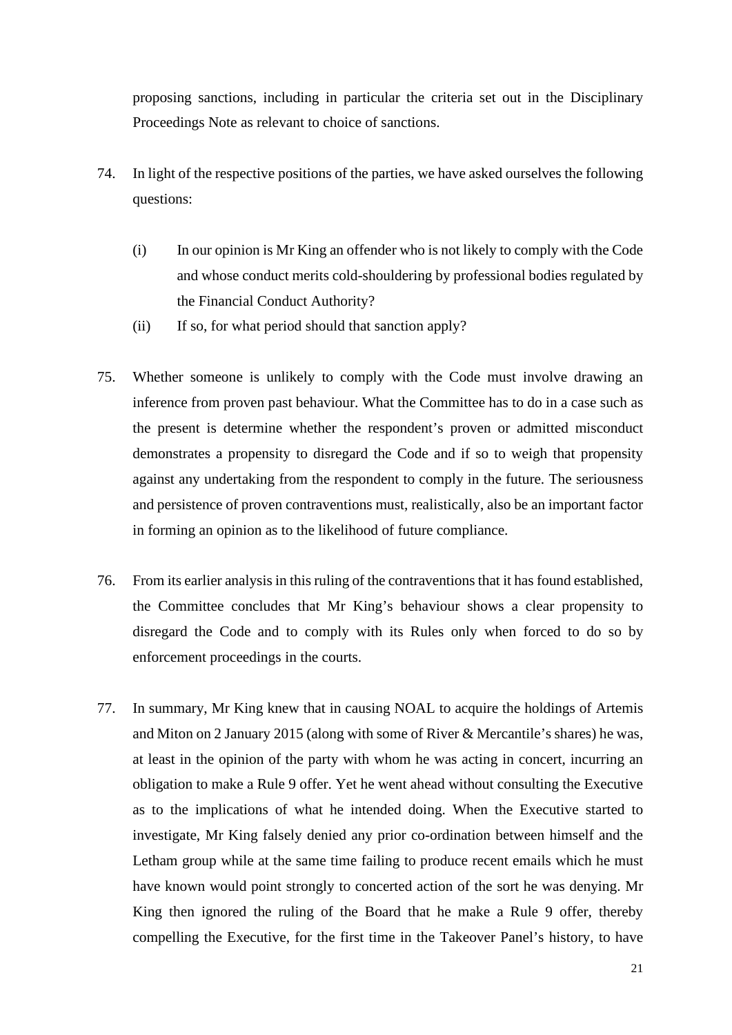proposing sanctions, including in particular the criteria set out in the Disciplinary Proceedings Note as relevant to choice of sanctions.

74. In light of the respective positions of the parties, we have asked ourselves the following questions:

 (i) In our opinion is Mr King an offender who is not likely to comply with the Code and whose conduct merits cold-shouldering by professional bodies regulated by the Financial Conduct Authority?

 (ii) If so, for what period should that sanction apply?

75. Whether someone is unlikely to comply with the Code must involve drawing an inference from proven past behaviour. What the Committee has to do in a case such as the present is determine whether the respondent's proven or admitted misconduct demonstrates a propensity to disregard the Code and if so to weigh that propensity against any undertaking from the respondent to comply in the future. The seriousness and persistence of proven contraventions must, realistically, also be an important factor in forming an opinion as to the likelihood of future compliance.

76. From its earlier analysis in this ruling of the contraventions that it has found established, the Committee concludes that Mr King's behaviour shows a clear propensity to disregard the Code and to comply with its Rules only when forced to do so by enforcement proceedings in the courts.

77. In summary, Mr King knew that in causing NOAL to acquire the holdings of Artemis and Miton on 2 January 2015 (along with some of River & Mercantile's shares) he was, at least in the opinion of the party with whom he was acting in concert, incurring an obligation to make a Rule 9 offer. Yet he went ahead without consulting the Executive as to the implications of what he intended doing. When the Executive started to investigate, Mr King falsely denied any prior co-ordination between himself and the Letham group while at the same time failing to produce recent emails which he must have known would point strongly to concerted action of the sort he was denying. Mr King then ignored the ruling of the Board that he make a Rule 9 offer, thereby compelling the Executive, for the first time in the Takeover Panel's history, to have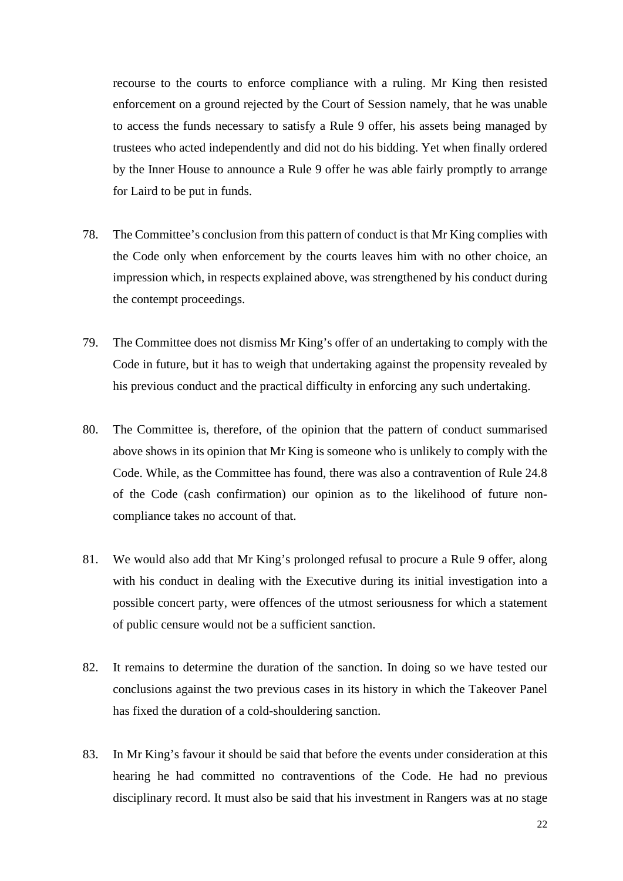recourse to the courts to enforce compliance with a ruling. Mr King then resisted enforcement on a ground rejected by the Court of Session namely, that he was unable to access the funds necessary to satisfy a Rule 9 offer, his assets being managed by trustees who acted independently and did not do his bidding. Yet when finally ordered by the Inner House to announce a Rule 9 offer he was able fairly promptly to arrange for Laird to be put in funds.

78. The Committee's conclusion from this pattern of conduct is that Mr King complies with the Code only when enforcement by the courts leaves him with no other choice, an impression which, in respects explained above, was strengthened by his conduct during the contempt proceedings.

79. The Committee does not dismiss Mr King's offer of an undertaking to comply with the Code in future, but it has to weigh that undertaking against the propensity revealed by his previous conduct and the practical difficulty in enforcing any such undertaking.

80. The Committee is, therefore, of the opinion that the pattern of conduct summarised above shows in its opinion that Mr King is someone who is unlikely to comply with the Code. While, as the Committee has found, there was also a contravention of Rule 24.8 of the Code (cash confirmation) our opinion as to the likelihood of future non-compliance takes no account of that.

81. We would also add that Mr King's prolonged refusal to procure a Rule 9 offer, along with his conduct in dealing with the Executive during its initial investigation into a possible concert party, were offences of the utmost seriousness for which a statement of public censure would not be a sufficient sanction.

82. It remains to determine the duration of the sanction. In doing so we have tested our conclusions against the two previous cases in its history in which the Takeover Panel has fixed the duration of a cold-shouldering sanction.

83. In Mr King's favour it should be said that before the events under consideration at this hearing he had committed no contraventions of the Code. He had no previous disciplinary record. It must also be said that his investment in Rangers was at no stage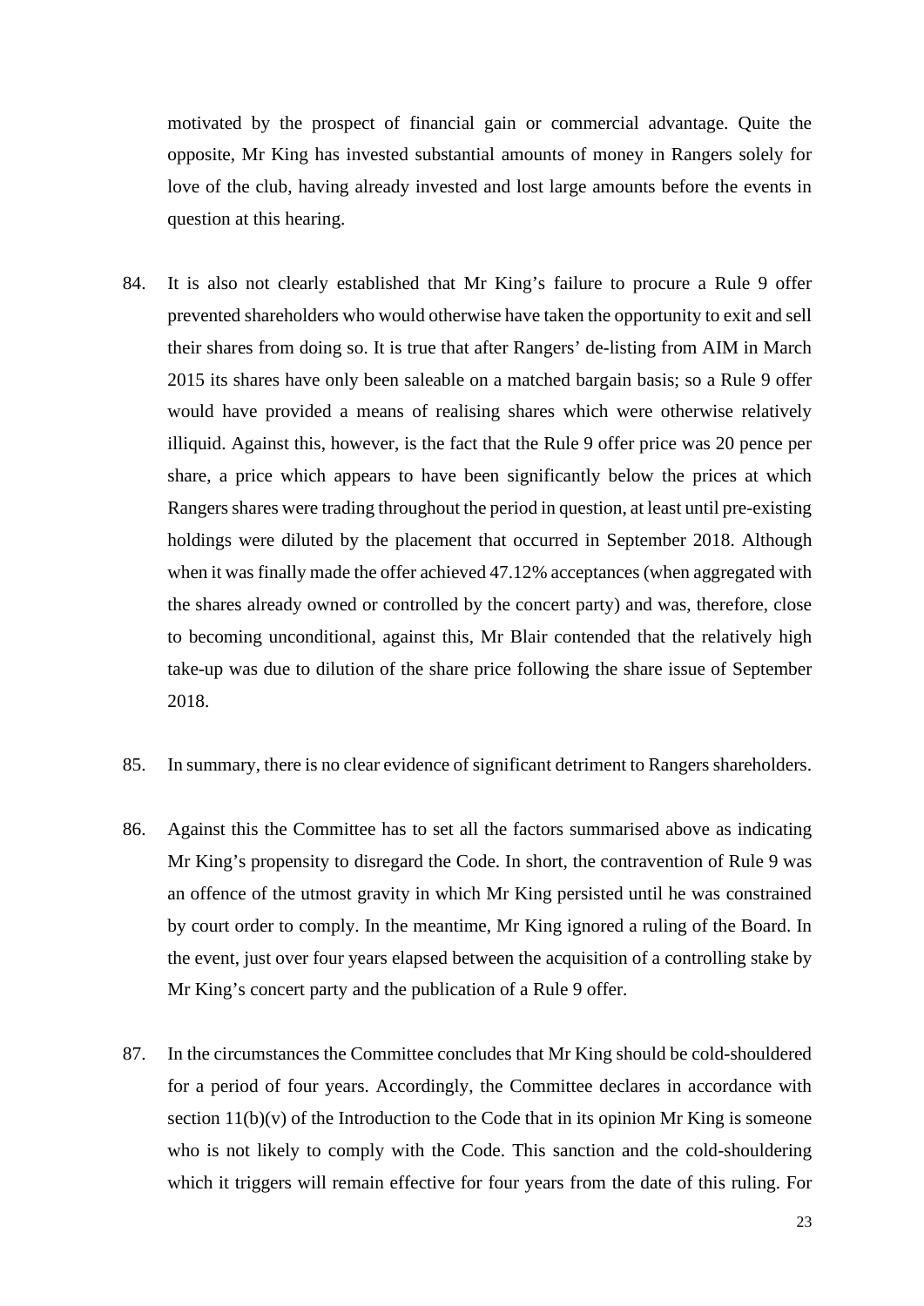motivated by the prospect of financial gain or commercial advantage. Quite the opposite, Mr King has invested substantial amounts of money in Rangers solely for love of the club, having already invested and lost large amounts before the events in question at this hearing.

84. It is also not clearly established that Mr King's failure to procure a Rule 9 offer prevented shareholders who would otherwise have taken the opportunity to exit and sell their shares from doing so. It is true that after Rangers' de-listing from AIM in March 2015 its shares have only been saleable on a matched bargain basis; so a Rule 9 offer would have provided a means of realising shares which were otherwise relatively illiquid. Against this, however, is the fact that the Rule 9 offer price was 20 pence per share, a price which appears to have been significantly below the prices at which Rangers shares were trading throughout the period in question, at least until pre-existing holdings were diluted by the placement that occurred in September 2018. Although when it was finally made the offer achieved 47.12% acceptances (when aggregated with the shares already owned or controlled by the concert party) and was, therefore, close to becoming unconditional, against this, Mr Blair contended that the relatively high take-up was due to dilution of the share price following the share issue of September 2018.

85. In summary, there is no clear evidence of significant detriment to Rangers shareholders.

86. Against this the Committee has to set all the factors summarised above as indicating Mr King's propensity to disregard the Code. In short, the contravention of Rule 9 was an offence of the utmost gravity in which Mr King persisted until he was constrained by court order to comply. In the meantime, Mr King ignored a ruling of the Board. In the event, just over four years elapsed between the acquisition of a controlling stake by Mr King's concert party and the publication of a Rule 9 offer.

87. In the circumstances the Committee concludes that Mr King should be cold-shouldered for a period of four years. Accordingly, the Committee declares in accordance with section 11(b)(v) of the Introduction to the Code that in its opinion Mr King is someone who is not likely to comply with the Code. This sanction and the cold-shouldering which it triggers will remain effective for four years from the date of this ruling. For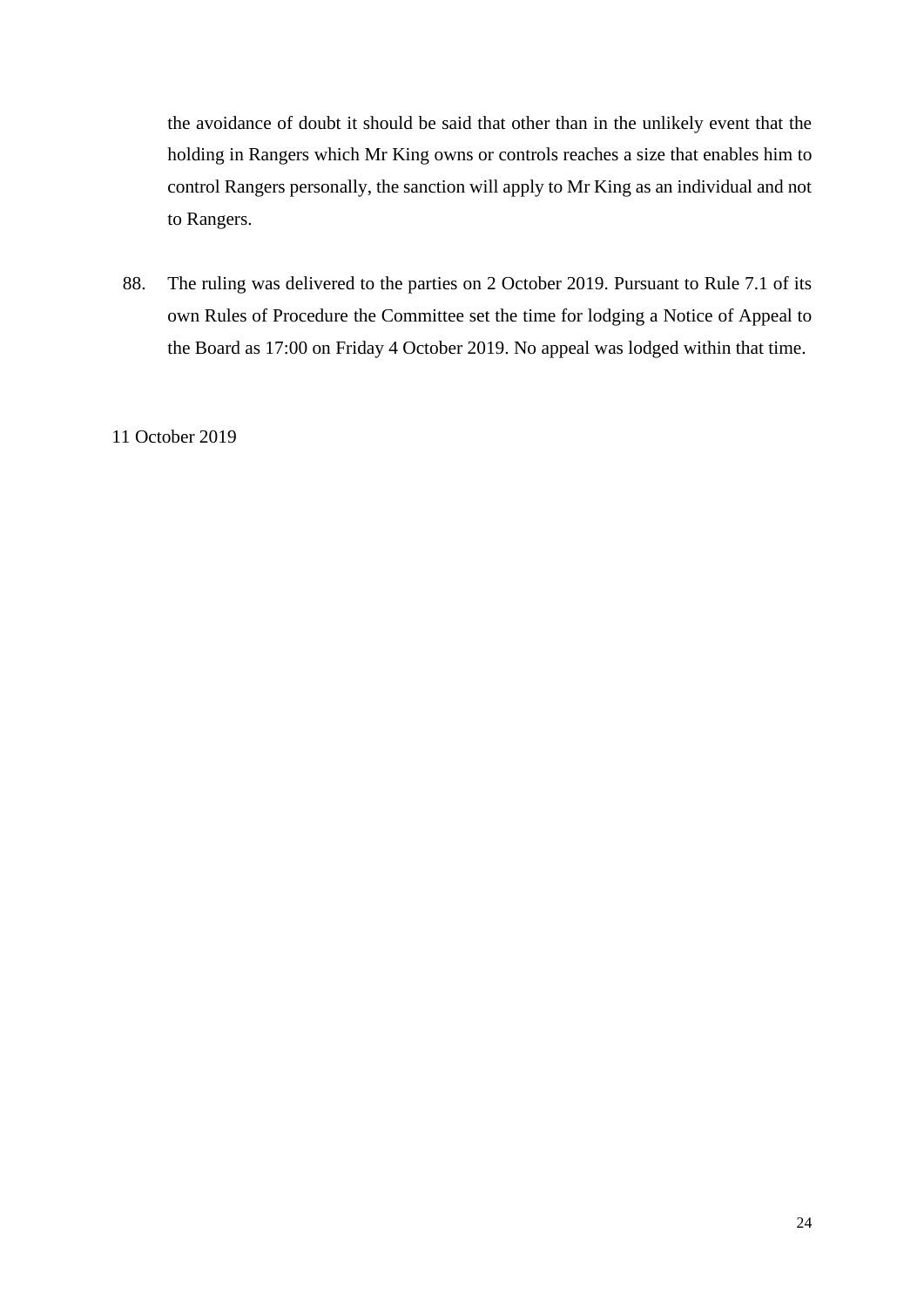the avoidance of doubt it should be said that other than in the unlikely event that the holding in Rangers which Mr King owns or controls reaches a size that enables him to control Rangers personally, the sanction will apply to Mr King as an individual and not to Rangers.

88. The ruling was delivered to the parties on 2 October 2019. Pursuant to Rule 7.1 of its own Rules of Procedure the Committee set the time for lodging a Notice of Appeal to the Board as 17:00 on Friday 4 October 2019. No appeal was lodged within that time.

11 October 2019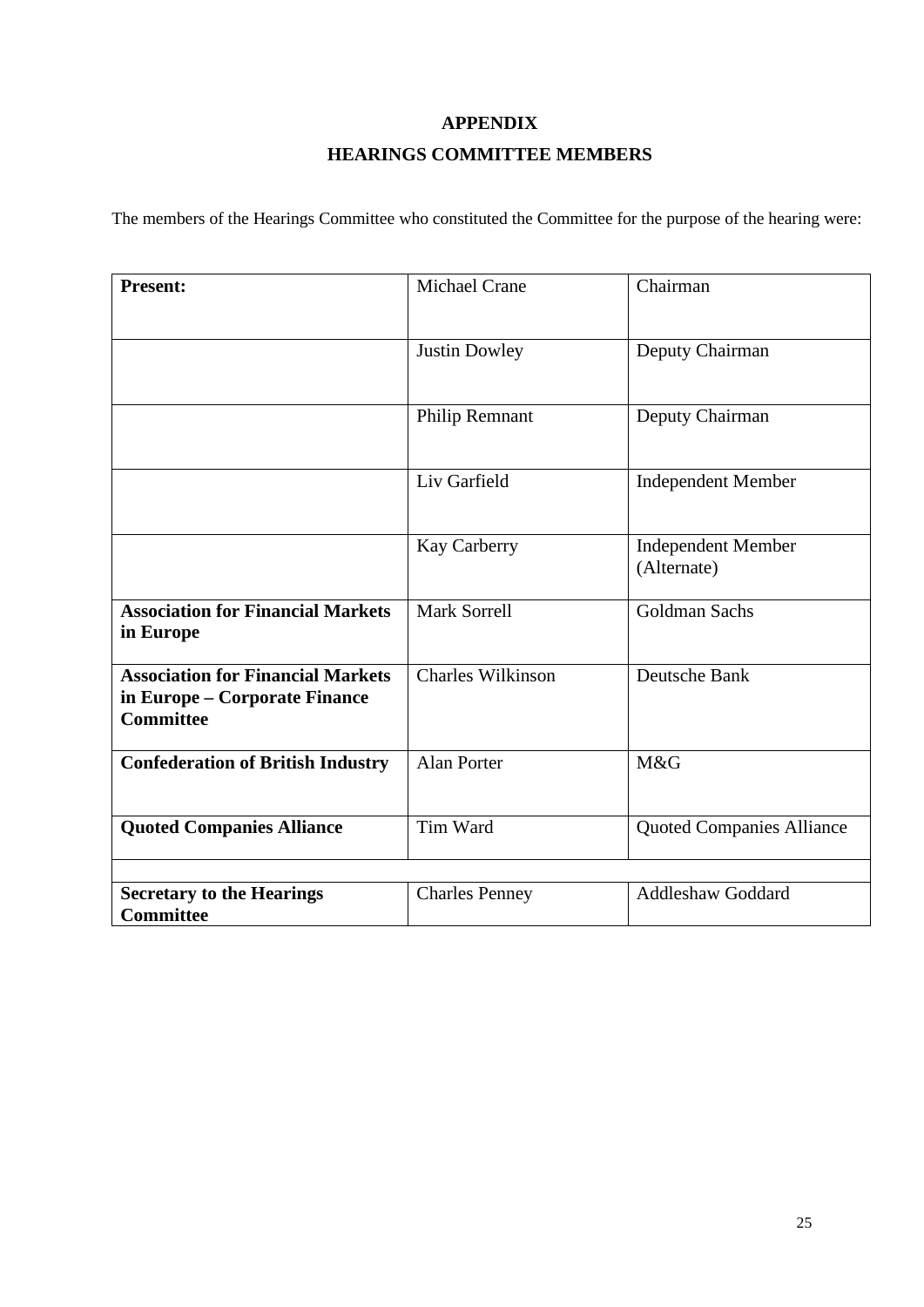# APPENDIX

## HEARINGS COMMITTEE MEMBERS

The members of the Hearings Committee who constituted the Committee for the purpose of the hearing were:

| | | |
|---|---|---|
| **Present:** | Michael Crane | Chairman |
| | Justin Dowley | Deputy Chairman |
| | Philip Remnant | Deputy Chairman |
| | Liv Garfield | Independent Member |
| | Kay Carberry | Independent Member (Alternate) |
| **Association for Financial Markets in Europe** | Mark Sorrell | Goldman Sachs |
| **Association for Financial Markets in Europe – Corporate Finance Committee** | Charles Wilkinson | Deutsche Bank |
| **Confederation of British Industry** | Alan Porter | M&G |
| **Quoted Companies Alliance** | Tim Ward | Quoted Companies Alliance |
| | | |
| **Secretary to the Hearings Committee** | Charles Penney | Addleshaw Goddard |